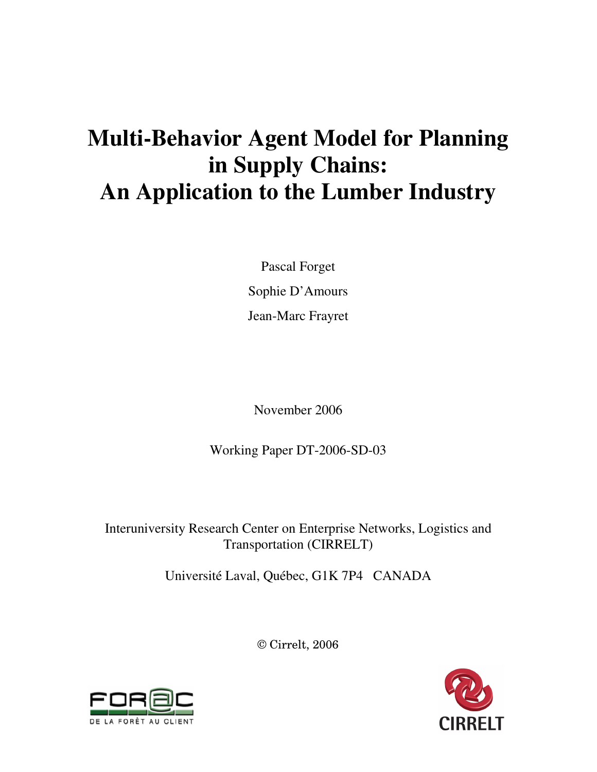# Multi-Behavior Agent Model for Planning in Supply Chains: An Application to the Lumber Industry

Pascal Forget

Sophie D'Amours

Jean-Marc Frayret

November 2006

Working Paper DT-2006-SD-03

Interuniversity Research Center on Enterprise Networks, Logistics and Transportation (CIRRELT)

Université Laval, Québec, G1K 7P4 CANADA

© Cirrelt, 2006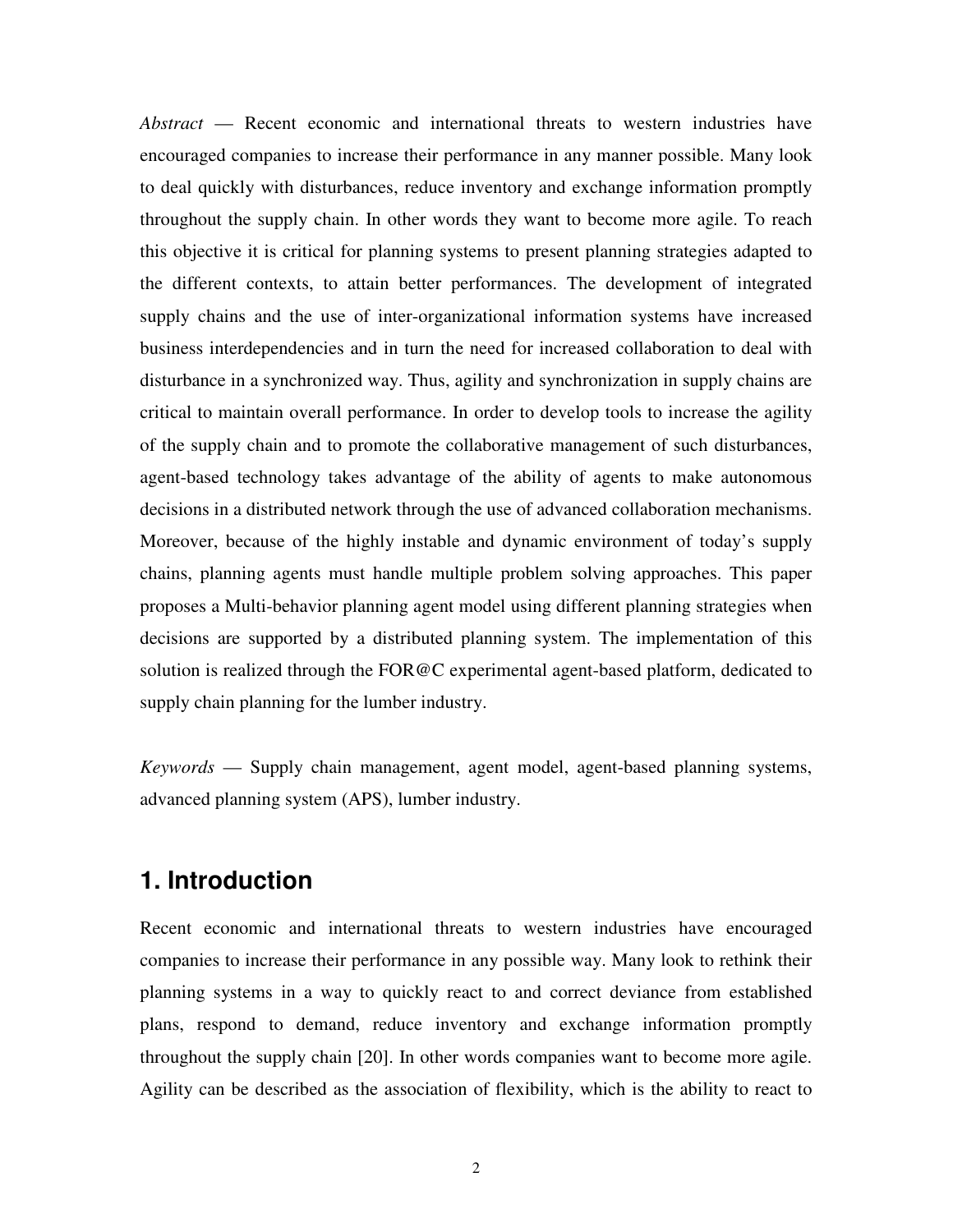*Abstract* — Recent economic and international threats to western industries have encouraged companies to increase their performance in any manner possible. Many look to deal quickly with disturbances, reduce inventory and exchange information promptly throughout the supply chain. In other words they want to become more agile. To reach this objective it is critical for planning systems to present planning strategies adapted to the different contexts, to attain better performances. The development of integrated supply chains and the use of inter-organizational information systems have increased business interdependencies and in turn the need for increased collaboration to deal with disturbance in a synchronized way. Thus, agility and synchronization in supply chains are critical to maintain overall performance. In order to develop tools to increase the agility of the supply chain and to promote the collaborative management of such disturbances, agent-based technology takes advantage of the ability of agents to make autonomous decisions in a distributed network through the use of advanced collaboration mechanisms. Moreover, because of the highly instable and dynamic environment of today's supply chains, planning agents must handle multiple problem solving approaches. This paper proposes a Multi-behavior planning agent model using different planning strategies when decisions are supported by a distributed planning system. The implementation of this solution is realized through the FOR@C experimental agent-based platform, dedicated to supply chain planning for the lumber industry.

*Keywords* — Supply chain management, agent model, agent-based planning systems, advanced planning system (APS), lumber industry.

## 1. Introduction

Recent economic and international threats to western industries have encouraged companies to increase their performance in any possible way. Many look to rethink their planning systems in a way to quickly react to and correct deviance from established plans, respond to demand, reduce inventory and exchange information promptly throughout the supply chain [20]. In other words companies want to become more agile. Agility can be described as the association of flexibility, which is the ability to react to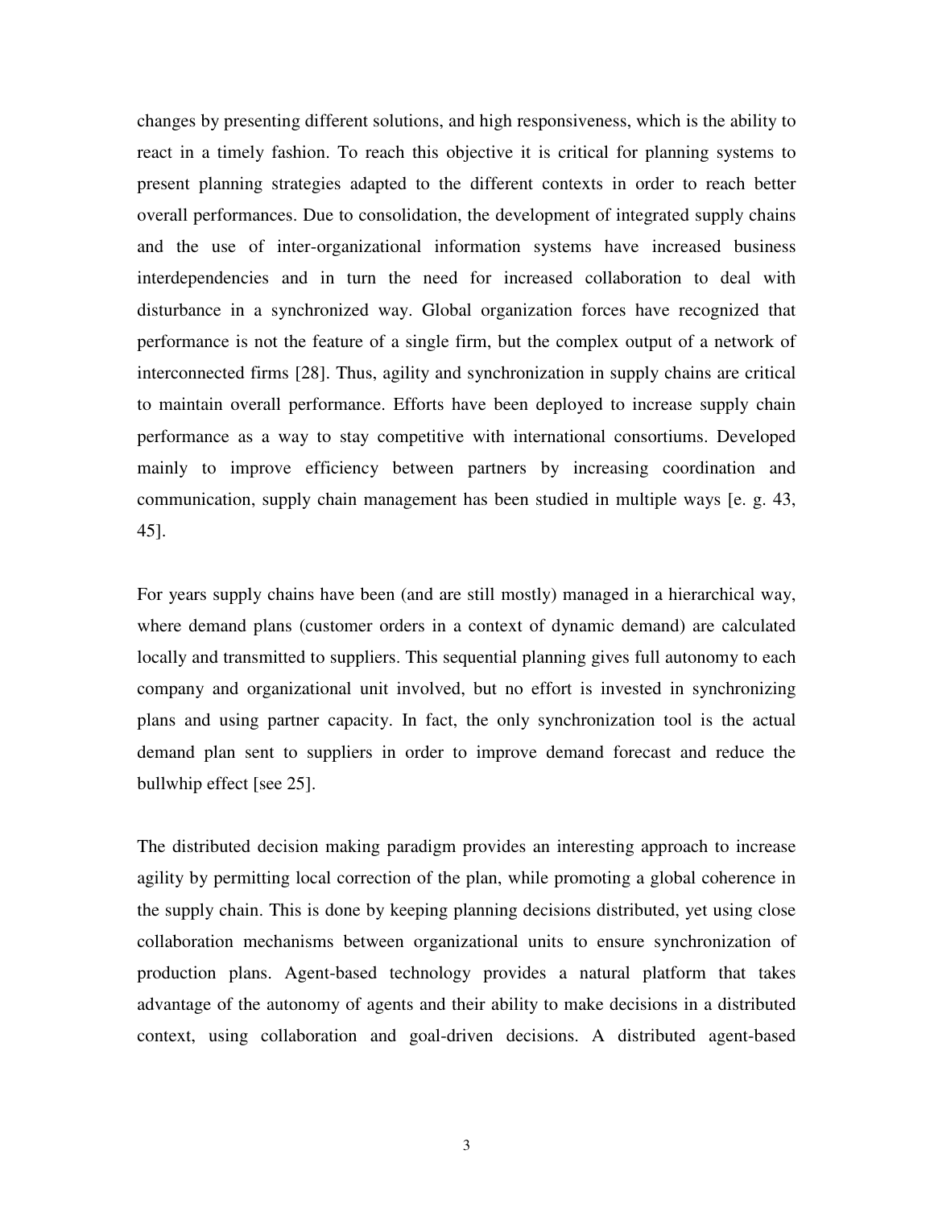changes by presenting different solutions, and high responsiveness, which is the ability to react in a timely fashion. To reach this objective it is critical for planning systems to present planning strategies adapted to the different contexts in order to reach better overall performances. Due to consolidation, the development of integrated supply chains and the use of inter-organizational information systems have increased business interdependencies and in turn the need for increased collaboration to deal with disturbance in a synchronized way. Global organization forces have recognized that performance is not the feature of a single firm, but the complex output of a network of interconnected firms [28]. Thus, agility and synchronization in supply chains are critical to maintain overall performance. Efforts have been deployed to increase supply chain performance as a way to stay competitive with international consortiums. Developed mainly to improve efficiency between partners by increasing coordination and communication, supply chain management has been studied in multiple ways [e. g. 43, 45].

For years supply chains have been (and are still mostly) managed in a hierarchical way, where demand plans (customer orders in a context of dynamic demand) are calculated locally and transmitted to suppliers. This sequential planning gives full autonomy to each company and organizational unit involved, but no effort is invested in synchronizing plans and using partner capacity. In fact, the only synchronization tool is the actual demand plan sent to suppliers in order to improve demand forecast and reduce the bullwhip effect [see 25].

The distributed decision making paradigm provides an interesting approach to increase agility by permitting local correction of the plan, while promoting a global coherence in the supply chain. This is done by keeping planning decisions distributed, yet using close collaboration mechanisms between organizational units to ensure synchronization of production plans. Agent-based technology provides a natural platform that takes advantage of the autonomy of agents and their ability to make decisions in a distributed context, using collaboration and goal-driven decisions. A distributed agent-based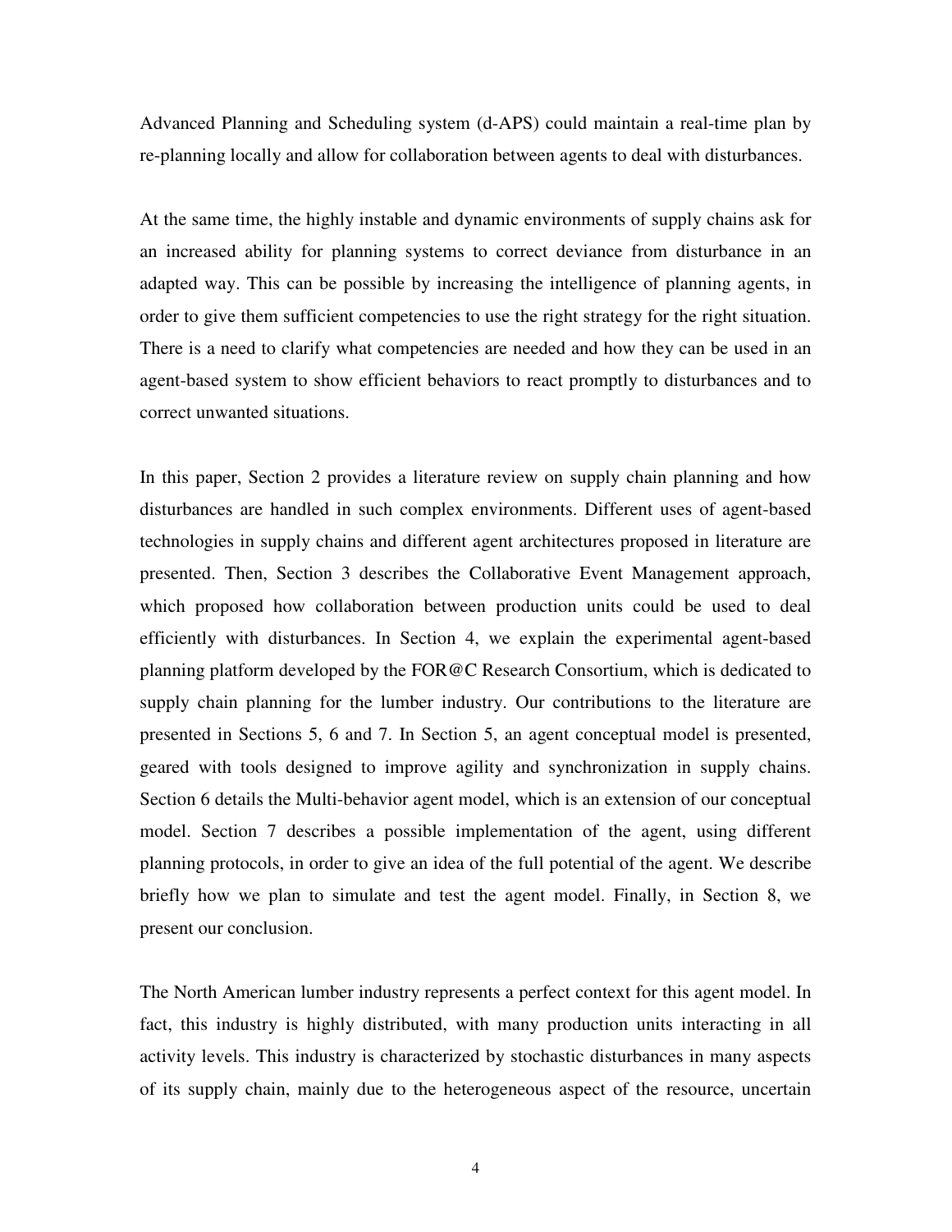Advanced Planning and Scheduling system (d-APS) could maintain a real-time plan by re-planning locally and allow for collaboration between agents to deal with disturbances.

At the same time, the highly instable and dynamic environments of supply chains ask for an increased ability for planning systems to correct deviance from disturbance in an adapted way. This can be possible by increasing the intelligence of planning agents, in order to give them sufficient competencies to use the right strategy for the right situation. There is a need to clarify what competencies are needed and how they can be used in an agent-based system to show efficient behaviors to react promptly to disturbances and to correct unwanted situations.

In this paper, Section 2 provides a literature review on supply chain planning and how disturbances are handled in such complex environments. Different uses of agent-based technologies in supply chains and different agent architectures proposed in literature are presented. Then, Section 3 describes the Collaborative Event Management approach, which proposed how collaboration between production units could be used to deal efficiently with disturbances. In Section 4, we explain the experimental agent-based planning platform developed by the FOR@C Research Consortium, which is dedicated to supply chain planning for the lumber industry. Our contributions to the literature are presented in Sections 5, 6 and 7. In Section 5, an agent conceptual model is presented, geared with tools designed to improve agility and synchronization in supply chains. Section 6 details the Multi-behavior agent model, which is an extension of our conceptual model. Section 7 describes a possible implementation of the agent, using different planning protocols, in order to give an idea of the full potential of the agent. We describe briefly how we plan to simulate and test the agent model. Finally, in Section 8, we present our conclusion.

The North American lumber industry represents a perfect context for this agent model. In fact, this industry is highly distributed, with many production units interacting in all activity levels. This industry is characterized by stochastic disturbances in many aspects of its supply chain, mainly due to the heterogeneous aspect of the resource, uncertain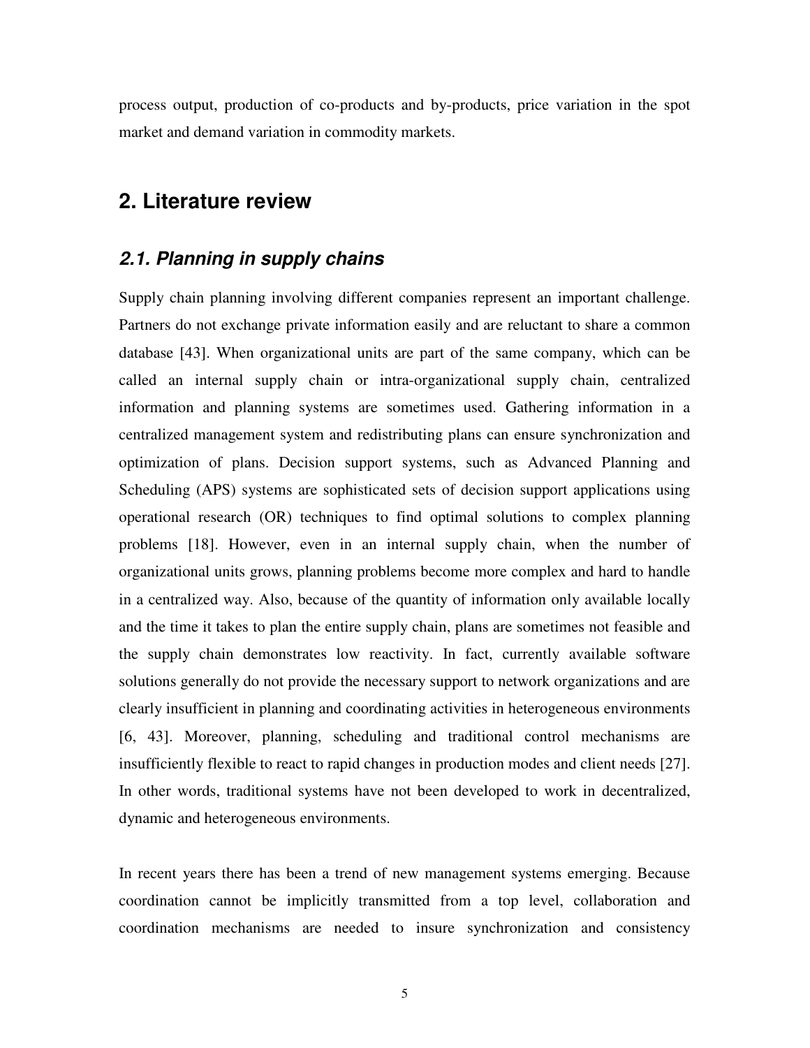process output, production of co-products and by-products, price variation in the spot market and demand variation in commodity markets.

## 2. Literature review

### *2.1. Planning in supply chains*

Supply chain planning involving different companies represent an important challenge. Partners do not exchange private information easily and are reluctant to share a common database [43]. When organizational units are part of the same company, which can be called an internal supply chain or intra-organizational supply chain, centralized information and planning systems are sometimes used. Gathering information in a centralized management system and redistributing plans can ensure synchronization and optimization of plans. Decision support systems, such as Advanced Planning and Scheduling (APS) systems are sophisticated sets of decision support applications using operational research (OR) techniques to find optimal solutions to complex planning problems [18]. However, even in an internal supply chain, when the number of organizational units grows, planning problems become more complex and hard to handle in a centralized way. Also, because of the quantity of information only available locally and the time it takes to plan the entire supply chain, plans are sometimes not feasible and the supply chain demonstrates low reactivity. In fact, currently available software solutions generally do not provide the necessary support to network organizations and are clearly insufficient in planning and coordinating activities in heterogeneous environments [6, 43]. Moreover, planning, scheduling and traditional control mechanisms are insufficiently flexible to react to rapid changes in production modes and client needs [27]. In other words, traditional systems have not been developed to work in decentralized, dynamic and heterogeneous environments.

In recent years there has been a trend of new management systems emerging. Because coordination cannot be implicitly transmitted from a top level, collaboration and coordination mechanisms are needed to insure synchronization and consistency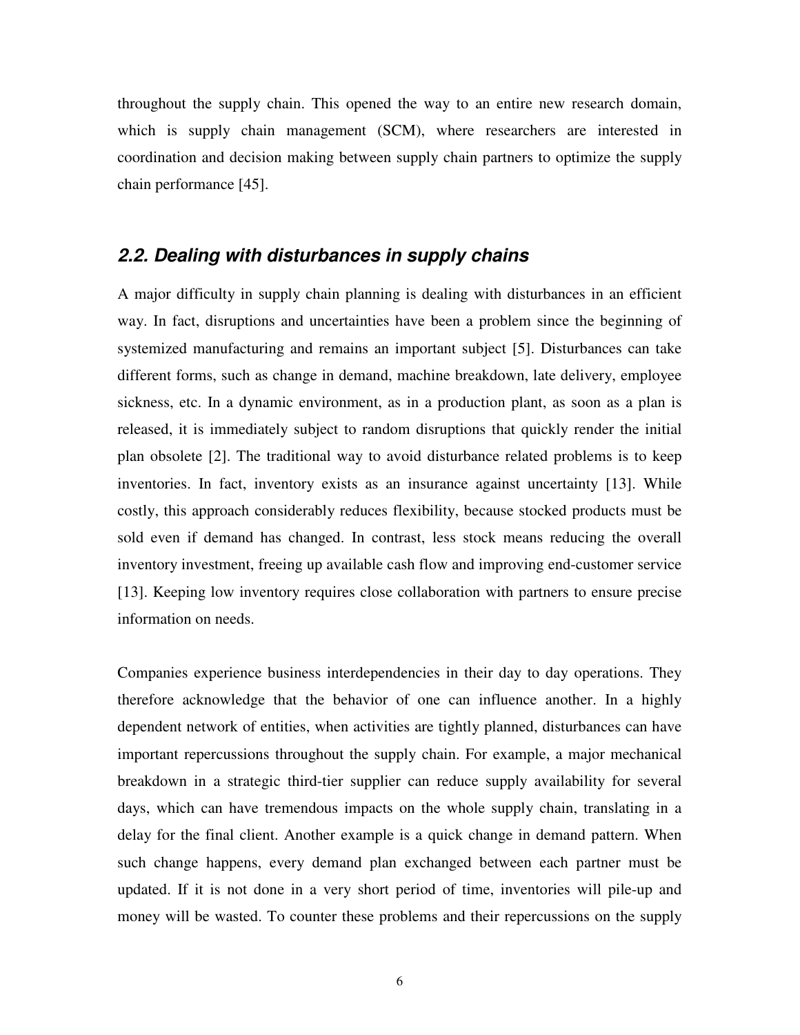throughout the supply chain. This opened the way to an entire new research domain, which is supply chain management (SCM), where researchers are interested in coordination and decision making between supply chain partners to optimize the supply chain performance [45].

## *2.2. Dealing with disturbances in supply chains*

A major difficulty in supply chain planning is dealing with disturbances in an efficient way. In fact, disruptions and uncertainties have been a problem since the beginning of systemized manufacturing and remains an important subject [5]. Disturbances can take different forms, such as change in demand, machine breakdown, late delivery, employee sickness, etc. In a dynamic environment, as in a production plant, as soon as a plan is released, it is immediately subject to random disruptions that quickly render the initial plan obsolete [2]. The traditional way to avoid disturbance related problems is to keep inventories. In fact, inventory exists as an insurance against uncertainty [13]. While costly, this approach considerably reduces flexibility, because stocked products must be sold even if demand has changed. In contrast, less stock means reducing the overall inventory investment, freeing up available cash flow and improving end-customer service [13]. Keeping low inventory requires close collaboration with partners to ensure precise information on needs.

Companies experience business interdependencies in their day to day operations. They therefore acknowledge that the behavior of one can influence another. In a highly dependent network of entities, when activities are tightly planned, disturbances can have important repercussions throughout the supply chain. For example, a major mechanical breakdown in a strategic third-tier supplier can reduce supply availability for several days, which can have tremendous impacts on the whole supply chain, translating in a delay for the final client. Another example is a quick change in demand pattern. When such change happens, every demand plan exchanged between each partner must be updated. If it is not done in a very short period of time, inventories will pile-up and money will be wasted. To counter these problems and their repercussions on the supply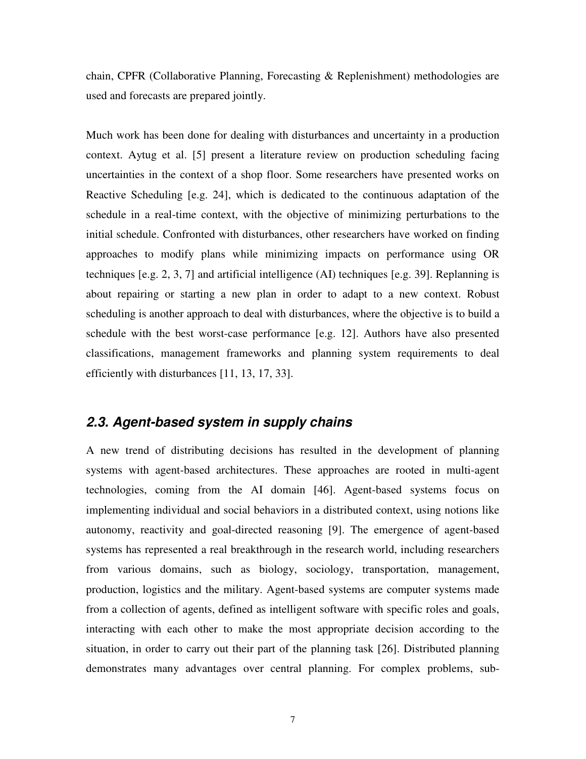chain, CPFR (Collaborative Planning, Forecasting & Replenishment) methodologies are used and forecasts are prepared jointly.

Much work has been done for dealing with disturbances and uncertainty in a production context. Aytug et al. [5] present a literature review on production scheduling facing uncertainties in the context of a shop floor. Some researchers have presented works on Reactive Scheduling [e.g. 24], which is dedicated to the continuous adaptation of the schedule in a real-time context, with the objective of minimizing perturbations to the initial schedule. Confronted with disturbances, other researchers have worked on finding approaches to modify plans while minimizing impacts on performance using OR techniques [e.g. 2, 3, 7] and artificial intelligence (AI) techniques [e.g. 39]. Replanning is about repairing or starting a new plan in order to adapt to a new context. Robust scheduling is another approach to deal with disturbances, where the objective is to build a schedule with the best worst-case performance [e.g. 12]. Authors have also presented classifications, management frameworks and planning system requirements to deal efficiently with disturbances [11, 13, 17, 33].

## *2.3. Agent-based system in supply chains*

A new trend of distributing decisions has resulted in the development of planning systems with agent-based architectures. These approaches are rooted in multi-agent technologies, coming from the AI domain [46]. Agent-based systems focus on implementing individual and social behaviors in a distributed context, using notions like autonomy, reactivity and goal-directed reasoning [9]. The emergence of agent-based systems has represented a real breakthrough in the research world, including researchers from various domains, such as biology, sociology, transportation, management, production, logistics and the military. Agent-based systems are computer systems made from a collection of agents, defined as intelligent software with specific roles and goals, interacting with each other to make the most appropriate decision according to the situation, in order to carry out their part of the planning task [26]. Distributed planning demonstrates many advantages over central planning. For complex problems, sub-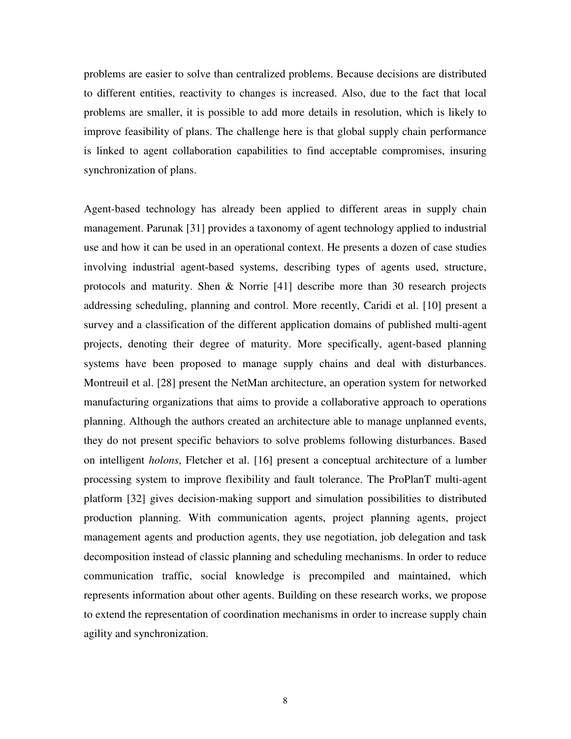problems are easier to solve than centralized problems. Because decisions are distributed to different entities, reactivity to changes is increased. Also, due to the fact that local problems are smaller, it is possible to add more details in resolution, which is likely to improve feasibility of plans. The challenge here is that global supply chain performance is linked to agent collaboration capabilities to find acceptable compromises, insuring synchronization of plans.

Agent-based technology has already been applied to different areas in supply chain management. Parunak [31] provides a taxonomy of agent technology applied to industrial use and how it can be used in an operational context. He presents a dozen of case studies involving industrial agent-based systems, describing types of agents used, structure, protocols and maturity. Shen & Norrie [41] describe more than 30 research projects addressing scheduling, planning and control. More recently, Caridi et al. [10] present a survey and a classification of the different application domains of published multi-agent projects, denoting their degree of maturity. More specifically, agent-based planning systems have been proposed to manage supply chains and deal with disturbances. Montreuil et al. [28] present the NetMan architecture, an operation system for networked manufacturing organizations that aims to provide a collaborative approach to operations planning. Although the authors created an architecture able to manage unplanned events, they do not present specific behaviors to solve problems following disturbances. Based on intelligent *holons*, Fletcher et al. [16] present a conceptual architecture of a lumber processing system to improve flexibility and fault tolerance. The ProPlanT multi-agent platform [32] gives decision-making support and simulation possibilities to distributed production planning. With communication agents, project planning agents, project management agents and production agents, they use negotiation, job delegation and task decomposition instead of classic planning and scheduling mechanisms. In order to reduce communication traffic, social knowledge is precompiled and maintained, which represents information about other agents. Building on these research works, we propose to extend the representation of coordination mechanisms in order to increase supply chain agility and synchronization.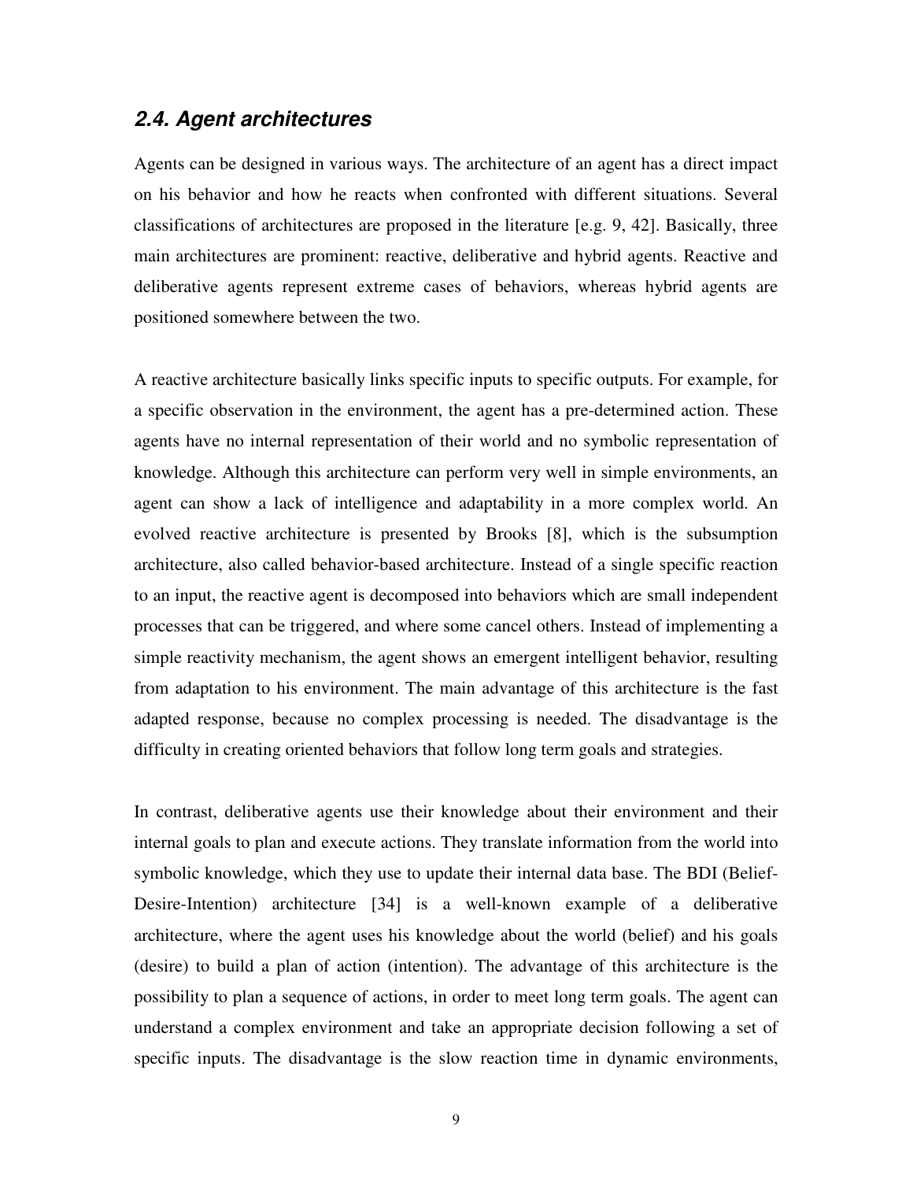## 2.4. Agent architectures

Agents can be designed in various ways. The architecture of an agent has a direct impact on his behavior and how he reacts when confronted with different situations. Several classifications of architectures are proposed in the literature [e.g. 9, 42]. Basically, three main architectures are prominent: reactive, deliberative and hybrid agents. Reactive and deliberative agents represent extreme cases of behaviors, whereas hybrid agents are positioned somewhere between the two.

A reactive architecture basically links specific inputs to specific outputs. For example, for a specific observation in the environment, the agent has a pre-determined action. These agents have no internal representation of their world and no symbolic representation of knowledge. Although this architecture can perform very well in simple environments, an agent can show a lack of intelligence and adaptability in a more complex world. An evolved reactive architecture is presented by Brooks [8], which is the subsumption architecture, also called behavior-based architecture. Instead of a single specific reaction to an input, the reactive agent is decomposed into behaviors which are small independent processes that can be triggered, and where some cancel others. Instead of implementing a simple reactivity mechanism, the agent shows an emergent intelligent behavior, resulting from adaptation to his environment. The main advantage of this architecture is the fast adapted response, because no complex processing is needed. The disadvantage is the difficulty in creating oriented behaviors that follow long term goals and strategies.

In contrast, deliberative agents use their knowledge about their environment and their internal goals to plan and execute actions. They translate information from the world into symbolic knowledge, which they use to update their internal data base. The BDI (Belief-Desire-Intention) architecture [34] is a well-known example of a deliberative architecture, where the agent uses his knowledge about the world (belief) and his goals (desire) to build a plan of action (intention). The advantage of this architecture is the possibility to plan a sequence of actions, in order to meet long term goals. The agent can understand a complex environment and take an appropriate decision following a set of specific inputs. The disadvantage is the slow reaction time in dynamic environments,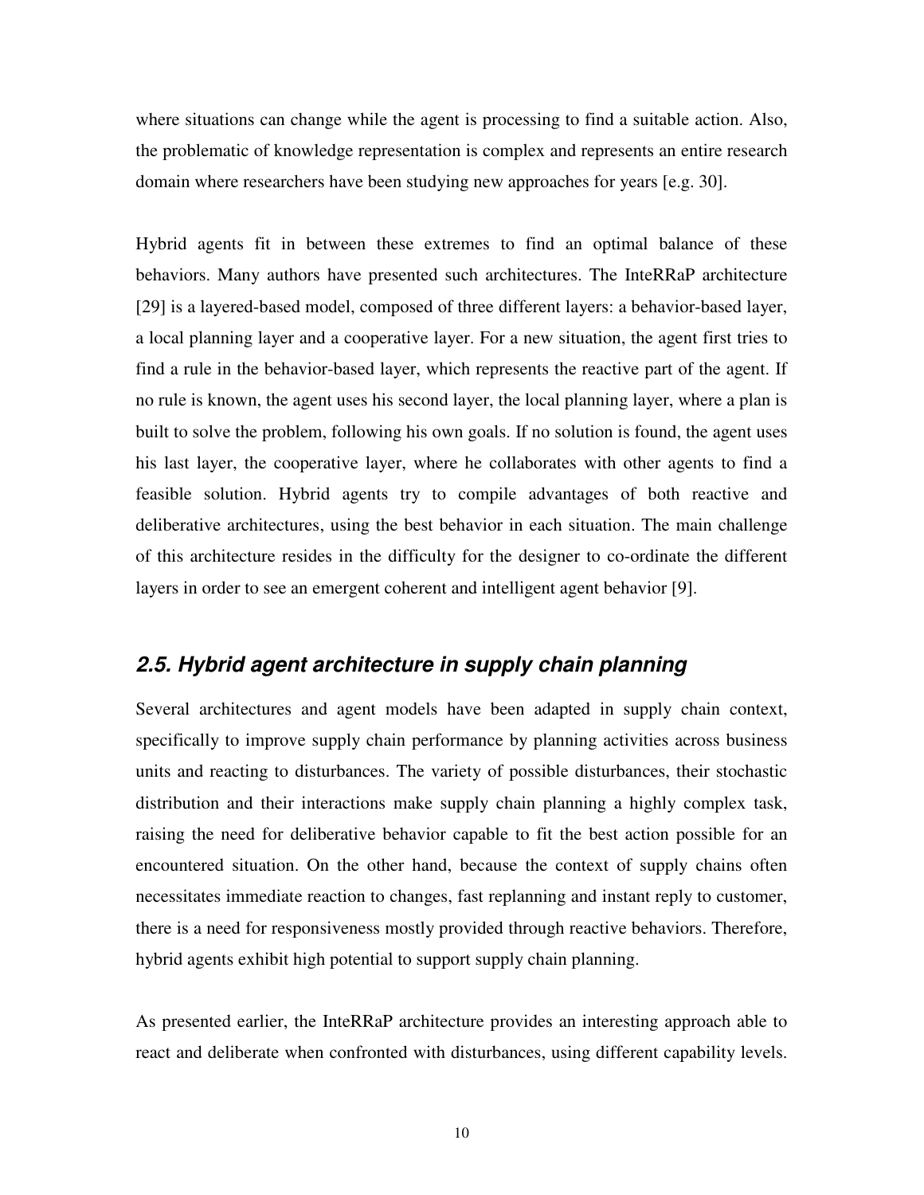where situations can change while the agent is processing to find a suitable action. Also, the problematic of knowledge representation is complex and represents an entire research domain where researchers have been studying new approaches for years [e.g. 30].

Hybrid agents fit in between these extremes to find an optimal balance of these behaviors. Many authors have presented such architectures. The InteRRaP architecture [29] is a layered-based model, composed of three different layers: a behavior-based layer, a local planning layer and a cooperative layer. For a new situation, the agent first tries to find a rule in the behavior-based layer, which represents the reactive part of the agent. If no rule is known, the agent uses his second layer, the local planning layer, where a plan is built to solve the problem, following his own goals. If no solution is found, the agent uses his last layer, the cooperative layer, where he collaborates with other agents to find a feasible solution. Hybrid agents try to compile advantages of both reactive and deliberative architectures, using the best behavior in each situation. The main challenge of this architecture resides in the difficulty for the designer to co-ordinate the different layers in order to see an emergent coherent and intelligent agent behavior [9].

## *2.5. Hybrid agent architecture in supply chain planning*

Several architectures and agent models have been adapted in supply chain context, specifically to improve supply chain performance by planning activities across business units and reacting to disturbances. The variety of possible disturbances, their stochastic distribution and their interactions make supply chain planning a highly complex task, raising the need for deliberative behavior capable to fit the best action possible for an encountered situation. On the other hand, because the context of supply chains often necessitates immediate reaction to changes, fast replanning and instant reply to customer, there is a need for responsiveness mostly provided through reactive behaviors. Therefore, hybrid agents exhibit high potential to support supply chain planning.

As presented earlier, the InteRRaP architecture provides an interesting approach able to react and deliberate when confronted with disturbances, using different capability levels.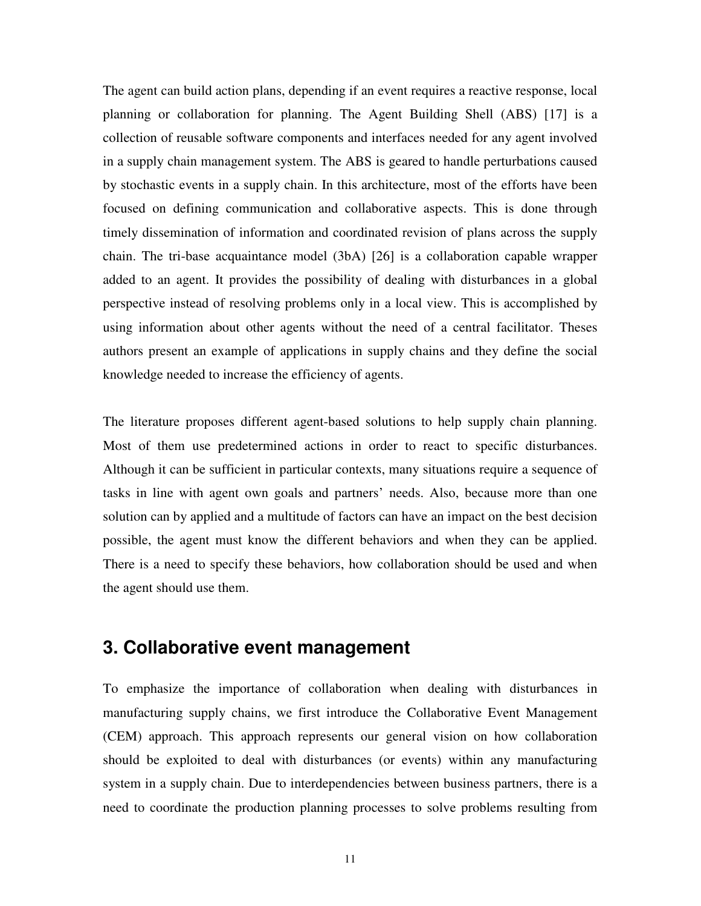The agent can build action plans, depending if an event requires a reactive response, local planning or collaboration for planning. The Agent Building Shell (ABS) [17] is a collection of reusable software components and interfaces needed for any agent involved in a supply chain management system. The ABS is geared to handle perturbations caused by stochastic events in a supply chain. In this architecture, most of the efforts have been focused on defining communication and collaborative aspects. This is done through timely dissemination of information and coordinated revision of plans across the supply chain. The tri-base acquaintance model (3bA) [26] is a collaboration capable wrapper added to an agent. It provides the possibility of dealing with disturbances in a global perspective instead of resolving problems only in a local view. This is accomplished by using information about other agents without the need of a central facilitator. Theses authors present an example of applications in supply chains and they define the social knowledge needed to increase the efficiency of agents.

The literature proposes different agent-based solutions to help supply chain planning. Most of them use predetermined actions in order to react to specific disturbances. Although it can be sufficient in particular contexts, many situations require a sequence of tasks in line with agent own goals and partners' needs. Also, because more than one solution can by applied and a multitude of factors can have an impact on the best decision possible, the agent must know the different behaviors and when they can be applied. There is a need to specify these behaviors, how collaboration should be used and when the agent should use them.

## 3. Collaborative event management

To emphasize the importance of collaboration when dealing with disturbances in manufacturing supply chains, we first introduce the Collaborative Event Management (CEM) approach. This approach represents our general vision on how collaboration should be exploited to deal with disturbances (or events) within any manufacturing system in a supply chain. Due to interdependencies between business partners, there is a need to coordinate the production planning processes to solve problems resulting from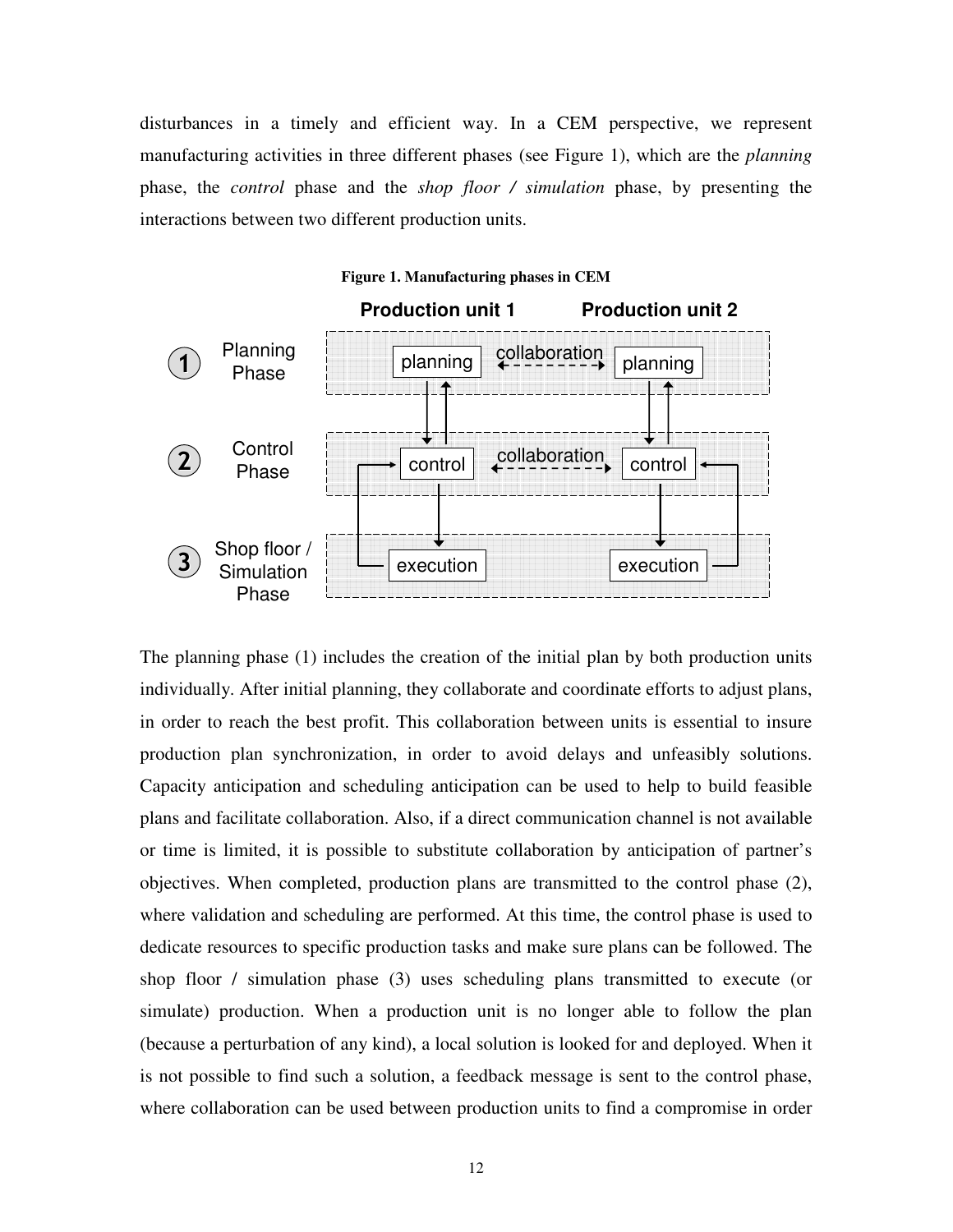disturbances in a timely and efficient way. In a CEM perspective, we represent manufacturing activities in three different phases (see Figure 1), which are the *planning* phase, the *control* phase and the *shop floor / simulation* phase, by presenting the interactions between two different production units.

**Figure 1. Manufacturing phases in CEM**

The planning phase (1) includes the creation of the initial plan by both production units individually. After initial planning, they collaborate and coordinate efforts to adjust plans, in order to reach the best profit. This collaboration between units is essential to insure production plan synchronization, in order to avoid delays and unfeasibly solutions. Capacity anticipation and scheduling anticipation can be used to help to build feasible plans and facilitate collaboration. Also, if a direct communication channel is not available or time is limited, it is possible to substitute collaboration by anticipation of partner's objectives. When completed, production plans are transmitted to the control phase (2), where validation and scheduling are performed. At this time, the control phase is used to dedicate resources to specific production tasks and make sure plans can be followed. The shop floor / simulation phase (3) uses scheduling plans transmitted to execute (or simulate) production. When a production unit is no longer able to follow the plan (because a perturbation of any kind), a local solution is looked for and deployed. When it is not possible to find such a solution, a feedback message is sent to the control phase, where collaboration can be used between production units to find a compromise in order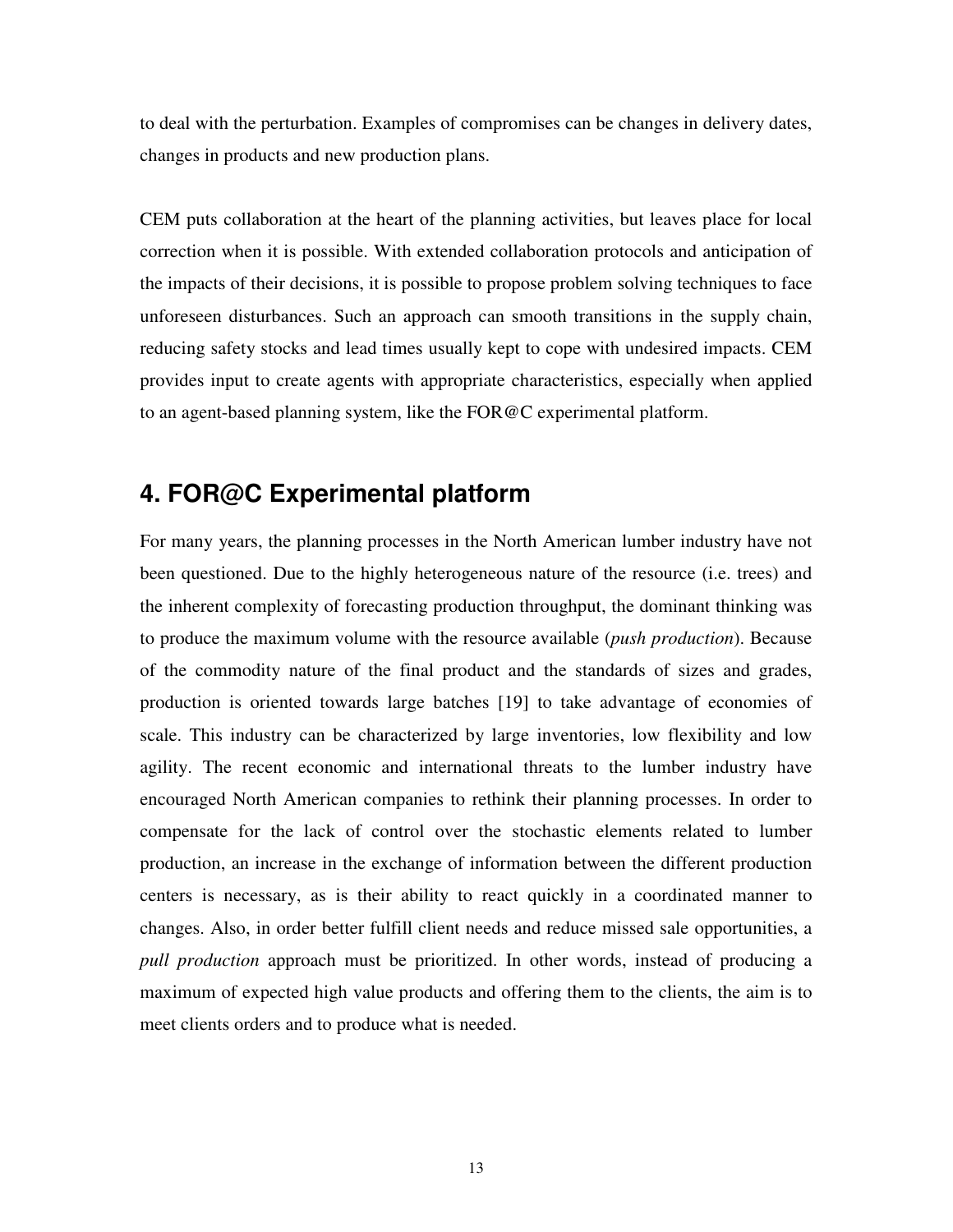to deal with the perturbation. Examples of compromises can be changes in delivery dates, changes in products and new production plans.

CEM puts collaboration at the heart of the planning activities, but leaves place for local correction when it is possible. With extended collaboration protocols and anticipation of the impacts of their decisions, it is possible to propose problem solving techniques to face unforeseen disturbances. Such an approach can smooth transitions in the supply chain, reducing safety stocks and lead times usually kept to cope with undesired impacts. CEM provides input to create agents with appropriate characteristics, especially when applied to an agent-based planning system, like the FOR@C experimental platform.

## 4. FOR@C Experimental platform

For many years, the planning processes in the North American lumber industry have not been questioned. Due to the highly heterogeneous nature of the resource (i.e. trees) and the inherent complexity of forecasting production throughput, the dominant thinking was to produce the maximum volume with the resource available (*push production*). Because of the commodity nature of the final product and the standards of sizes and grades, production is oriented towards large batches [19] to take advantage of economies of scale. This industry can be characterized by large inventories, low flexibility and low agility. The recent economic and international threats to the lumber industry have encouraged North American companies to rethink their planning processes. In order to compensate for the lack of control over the stochastic elements related to lumber production, an increase in the exchange of information between the different production centers is necessary, as is their ability to react quickly in a coordinated manner to changes. Also, in order better fulfill client needs and reduce missed sale opportunities, a *pull production* approach must be prioritized. In other words, instead of producing a maximum of expected high value products and offering them to the clients, the aim is to meet clients orders and to produce what is needed.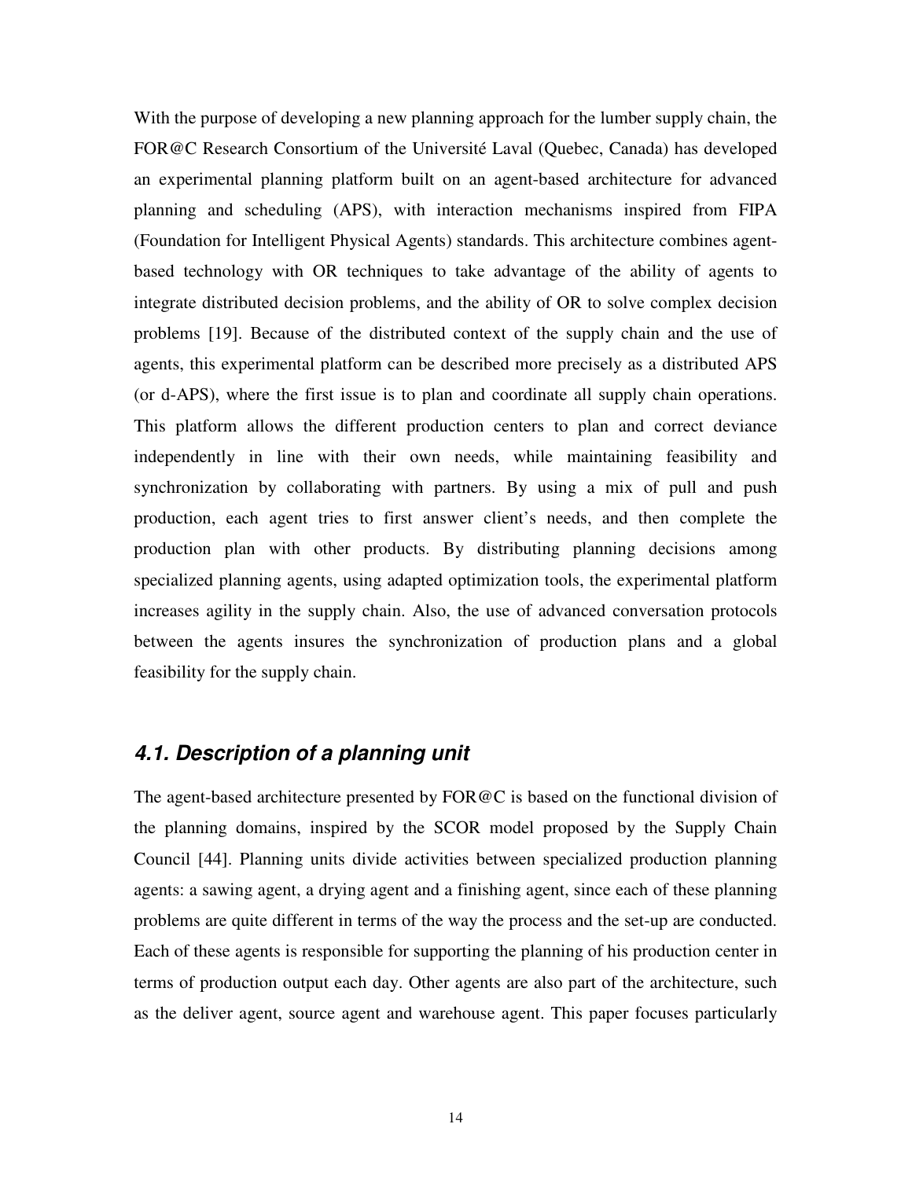With the purpose of developing a new planning approach for the lumber supply chain, the FOR@C Research Consortium of the Université Laval (Quebec, Canada) has developed an experimental planning platform built on an agent-based architecture for advanced planning and scheduling (APS), with interaction mechanisms inspired from FIPA (Foundation for Intelligent Physical Agents) standards. This architecture combines agent-based technology with OR techniques to take advantage of the ability of agents to integrate distributed decision problems, and the ability of OR to solve complex decision problems [19]. Because of the distributed context of the supply chain and the use of agents, this experimental platform can be described more precisely as a distributed APS (or d-APS), where the first issue is to plan and coordinate all supply chain operations. This platform allows the different production centers to plan and correct deviance independently in line with their own needs, while maintaining feasibility and synchronization by collaborating with partners. By using a mix of pull and push production, each agent tries to first answer client's needs, and then complete the production plan with other products. By distributing planning decisions among specialized planning agents, using adapted optimization tools, the experimental platform increases agility in the supply chain. Also, the use of advanced conversation protocols between the agents insures the synchronization of production plans and a global feasibility for the supply chain.

## *4.1. Description of a planning unit*

The agent-based architecture presented by FOR@C is based on the functional division of the planning domains, inspired by the SCOR model proposed by the Supply Chain Council [44]. Planning units divide activities between specialized production planning agents: a sawing agent, a drying agent and a finishing agent, since each of these planning problems are quite different in terms of the way the process and the set-up are conducted. Each of these agents is responsible for supporting the planning of his production center in terms of production output each day. Other agents are also part of the architecture, such as the deliver agent, source agent and warehouse agent. This paper focuses particularly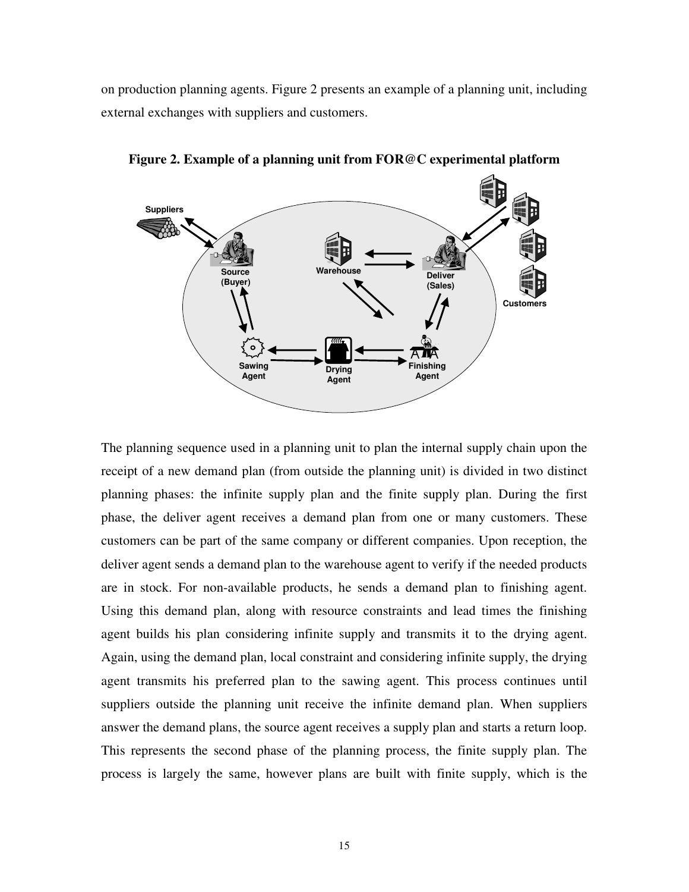on production planning agents. Figure 2 presents an example of a planning unit, including external exchanges with suppliers and customers.

**Figure 2. Example of a planning unit from FOR@C experimental platform**

The planning sequence used in a planning unit to plan the internal supply chain upon the receipt of a new demand plan (from outside the planning unit) is divided in two distinct planning phases: the infinite supply plan and the finite supply plan. During the first phase, the deliver agent receives a demand plan from one or many customers. These customers can be part of the same company or different companies. Upon reception, the deliver agent sends a demand plan to the warehouse agent to verify if the needed products are in stock. For non-available products, he sends a demand plan to finishing agent. Using this demand plan, along with resource constraints and lead times the finishing agent builds his plan considering infinite supply and transmits it to the drying agent. Again, using the demand plan, local constraint and considering infinite supply, the drying agent transmits his preferred plan to the sawing agent. This process continues until suppliers outside the planning unit receive the infinite demand plan. When suppliers answer the demand plans, the source agent receives a supply plan and starts a return loop. This represents the second phase of the planning process, the finite supply plan. The process is largely the same, however plans are built with finite supply, which is the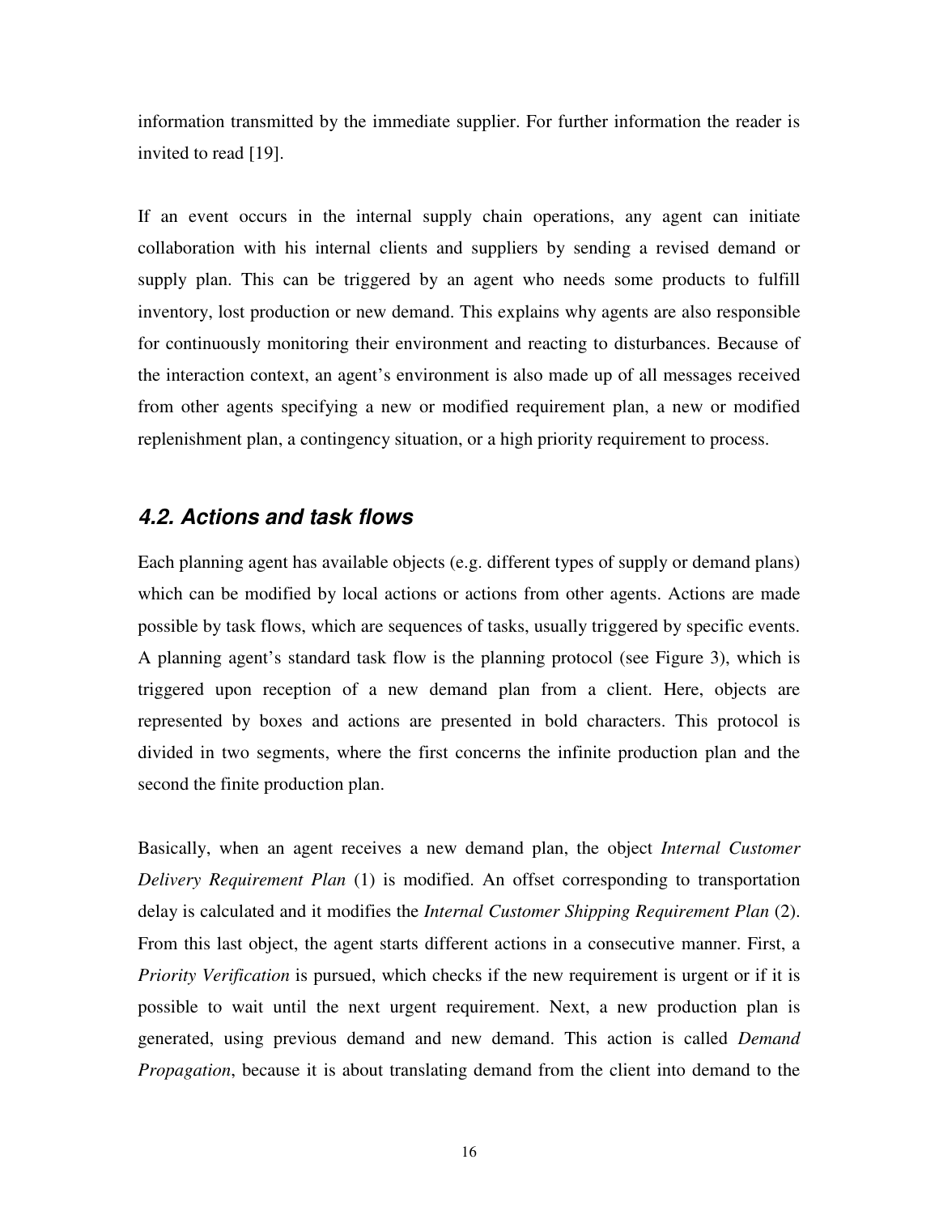information transmitted by the immediate supplier. For further information the reader is invited to read [19].

If an event occurs in the internal supply chain operations, any agent can initiate collaboration with his internal clients and suppliers by sending a revised demand or supply plan. This can be triggered by an agent who needs some products to fulfill inventory, lost production or new demand. This explains why agents are also responsible for continuously monitoring their environment and reacting to disturbances. Because of the interaction context, an agent's environment is also made up of all messages received from other agents specifying a new or modified requirement plan, a new or modified replenishment plan, a contingency situation, or a high priority requirement to process.

### 4.2. Actions and task flows

Each planning agent has available objects (e.g. different types of supply or demand plans) which can be modified by local actions or actions from other agents. Actions are made possible by task flows, which are sequences of tasks, usually triggered by specific events. A planning agent's standard task flow is the planning protocol (see Figure 3), which is triggered upon reception of a new demand plan from a client. Here, objects are represented by boxes and actions are presented in bold characters. This protocol is divided in two segments, where the first concerns the infinite production plan and the second the finite production plan.

Basically, when an agent receives a new demand plan, the object *Internal Customer Delivery Requirement Plan* (1) is modified. An offset corresponding to transportation delay is calculated and it modifies the *Internal Customer Shipping Requirement Plan* (2). From this last object, the agent starts different actions in a consecutive manner. First, a *Priority Verification* is pursued, which checks if the new requirement is urgent or if it is possible to wait until the next urgent requirement. Next, a new production plan is generated, using previous demand and new demand. This action is called *Demand Propagation*, because it is about translating demand from the client into demand to the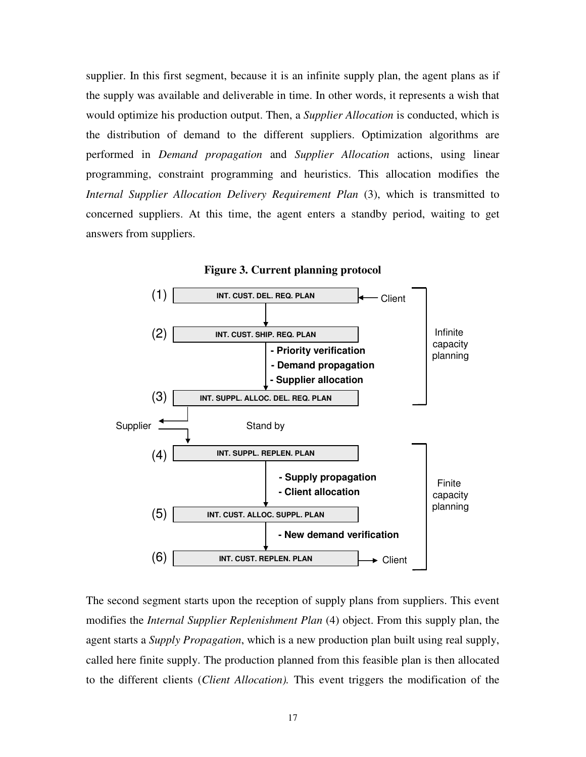supplier. In this first segment, because it is an infinite supply plan, the agent plans as if the supply was available and deliverable in time. In other words, it represents a wish that would optimize his production output. Then, a *Supplier Allocation* is conducted, which is the distribution of demand to the different suppliers. Optimization algorithms are performed in *Demand propagation* and *Supplier Allocation* actions, using linear programming, constraint programming and heuristics. This allocation modifies the *Internal Supplier Allocation Delivery Requirement Plan* (3), which is transmitted to concerned suppliers. At this time, the agent enters a standby period, waiting to get answers from suppliers.

**Figure 3. Current planning protocol**

(1) INT. CUST. DEL. REQ. PLAN ← Client

(2) INT. CUST. SHIP. REQ. PLAN

- Priority verification
- Demand propagation
- Supplier allocation

(3) INT. SUPPL. ALLOC. DEL. REQ. PLAN

Infinite capacity planning

Supplier — Stand by

(4) INT. SUPPL. REPLEN. PLAN

- Supply propagation
- Client allocation

(5) INT. CUST. ALLOC. SUPPL. PLAN

- New demand verification

(6) INT. CUST. REPLEN. PLAN → Client

Finite capacity planning

The second segment starts upon the reception of supply plans from suppliers. This event modifies the *Internal Supplier Replenishment Plan* (4) object. From this supply plan, the agent starts a *Supply Propagation*, which is a new production plan built using real supply, called here finite supply. The production planned from this feasible plan is then allocated to the different clients (*Client Allocation).* This event triggers the modification of the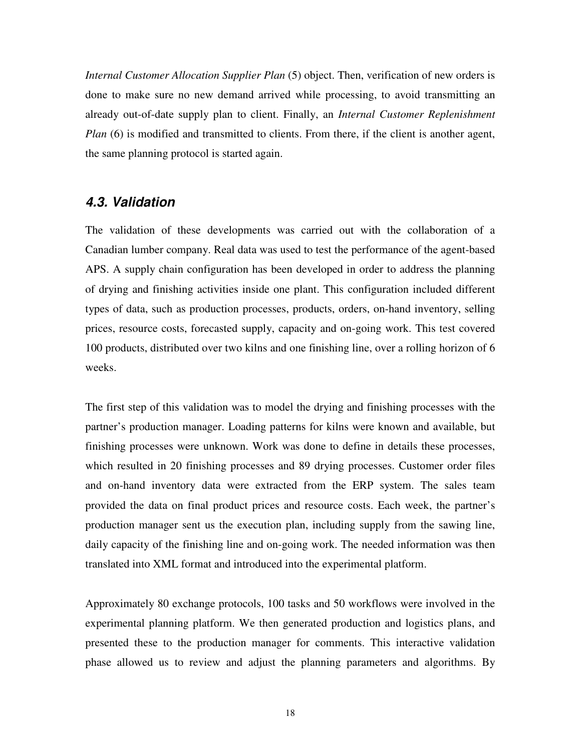*Internal Customer Allocation Supplier Plan* (5) object. Then, verification of new orders is done to make sure no new demand arrived while processing, to avoid transmitting an already out-of-date supply plan to client. Finally, an *Internal Customer Replenishment Plan* (6) is modified and transmitted to clients. From there, if the client is another agent, the same planning protocol is started again.

### *4.3. Validation*

The validation of these developments was carried out with the collaboration of a Canadian lumber company. Real data was used to test the performance of the agent-based APS. A supply chain configuration has been developed in order to address the planning of drying and finishing activities inside one plant. This configuration included different types of data, such as production processes, products, orders, on-hand inventory, selling prices, resource costs, forecasted supply, capacity and on-going work. This test covered 100 products, distributed over two kilns and one finishing line, over a rolling horizon of 6 weeks.

The first step of this validation was to model the drying and finishing processes with the partner's production manager. Loading patterns for kilns were known and available, but finishing processes were unknown. Work was done to define in details these processes, which resulted in 20 finishing processes and 89 drying processes. Customer order files and on-hand inventory data were extracted from the ERP system. The sales team provided the data on final product prices and resource costs. Each week, the partner's production manager sent us the execution plan, including supply from the sawing line, daily capacity of the finishing line and on-going work. The needed information was then translated into XML format and introduced into the experimental platform.

Approximately 80 exchange protocols, 100 tasks and 50 workflows were involved in the experimental planning platform. We then generated production and logistics plans, and presented these to the production manager for comments. This interactive validation phase allowed us to review and adjust the planning parameters and algorithms. By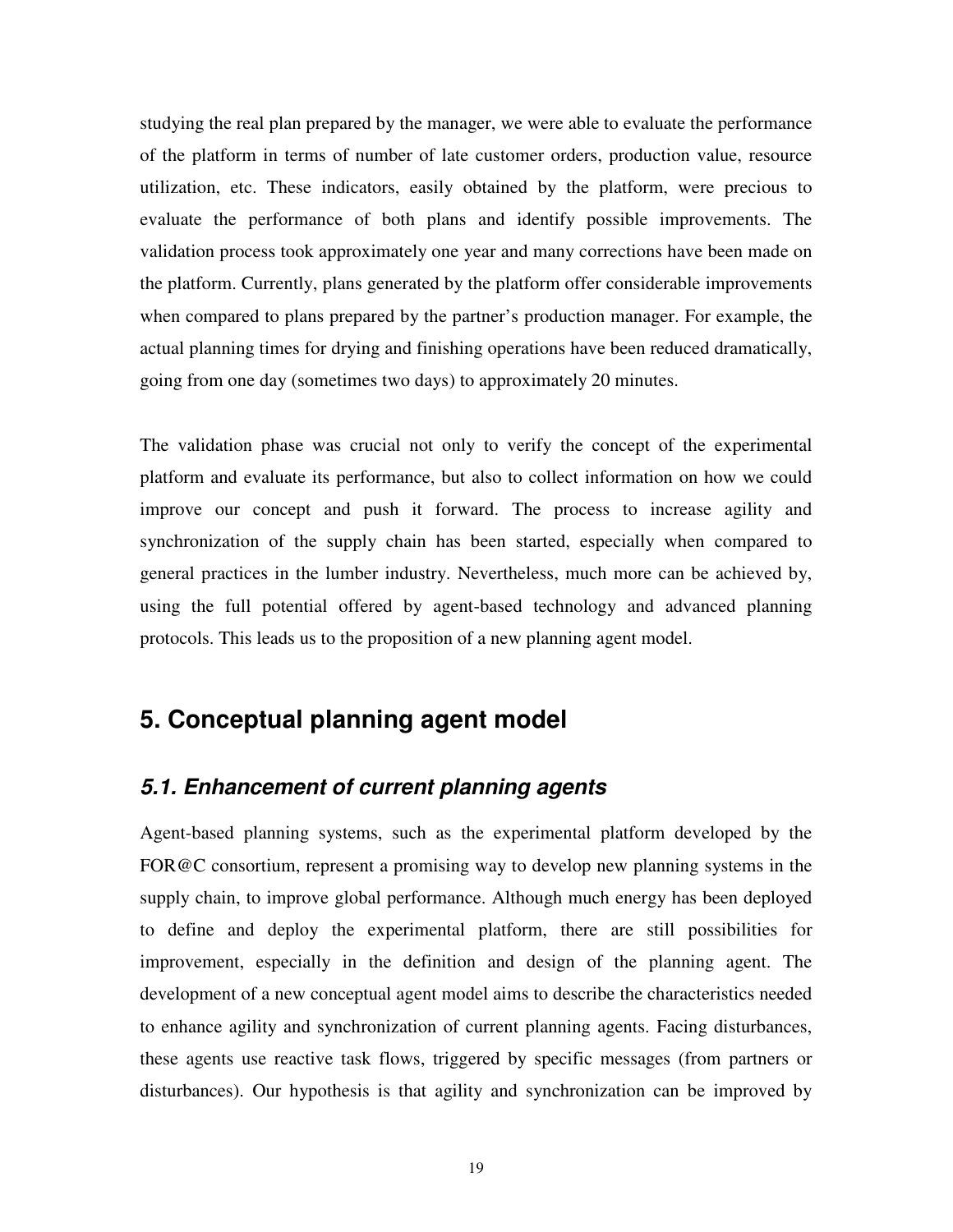studying the real plan prepared by the manager, we were able to evaluate the performance of the platform in terms of number of late customer orders, production value, resource utilization, etc. These indicators, easily obtained by the platform, were precious to evaluate the performance of both plans and identify possible improvements. The validation process took approximately one year and many corrections have been made on the platform. Currently, plans generated by the platform offer considerable improvements when compared to plans prepared by the partner's production manager. For example, the actual planning times for drying and finishing operations have been reduced dramatically, going from one day (sometimes two days) to approximately 20 minutes.

The validation phase was crucial not only to verify the concept of the experimental platform and evaluate its performance, but also to collect information on how we could improve our concept and push it forward. The process to increase agility and synchronization of the supply chain has been started, especially when compared to general practices in the lumber industry. Nevertheless, much more can be achieved by, using the full potential offered by agent-based technology and advanced planning protocols. This leads us to the proposition of a new planning agent model.

## 5. Conceptual planning agent model

### *5.1. Enhancement of current planning agents*

Agent-based planning systems, such as the experimental platform developed by the FOR@C consortium, represent a promising way to develop new planning systems in the supply chain, to improve global performance. Although much energy has been deployed to define and deploy the experimental platform, there are still possibilities for improvement, especially in the definition and design of the planning agent. The development of a new conceptual agent model aims to describe the characteristics needed to enhance agility and synchronization of current planning agents. Facing disturbances, these agents use reactive task flows, triggered by specific messages (from partners or disturbances). Our hypothesis is that agility and synchronization can be improved by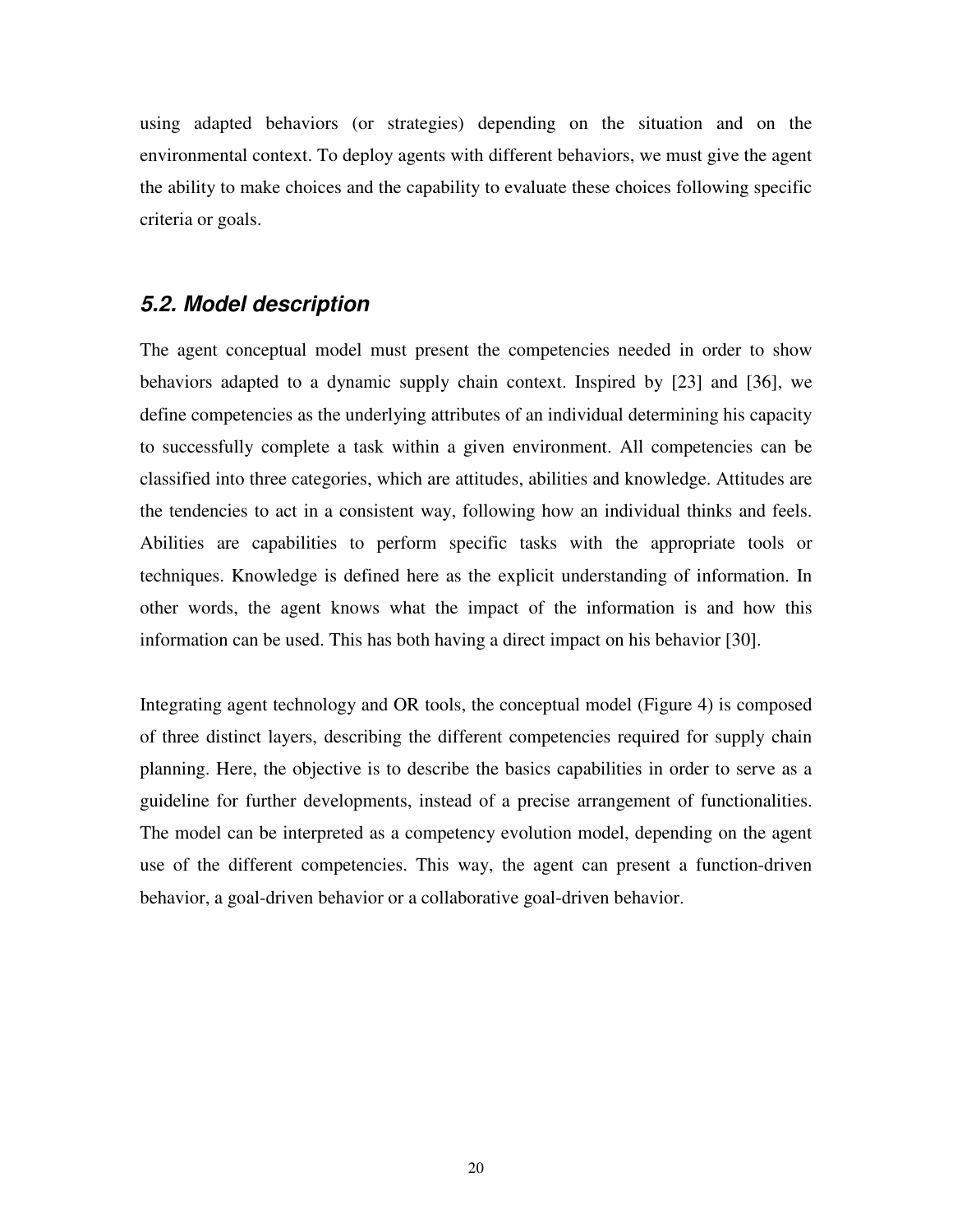using adapted behaviors (or strategies) depending on the situation and on the environmental context. To deploy agents with different behaviors, we must give the agent the ability to make choices and the capability to evaluate these choices following specific criteria or goals.

### *5.2. Model description*

The agent conceptual model must present the competencies needed in order to show behaviors adapted to a dynamic supply chain context. Inspired by [23] and [36], we define competencies as the underlying attributes of an individual determining his capacity to successfully complete a task within a given environment. All competencies can be classified into three categories, which are attitudes, abilities and knowledge. Attitudes are the tendencies to act in a consistent way, following how an individual thinks and feels. Abilities are capabilities to perform specific tasks with the appropriate tools or techniques. Knowledge is defined here as the explicit understanding of information. In other words, the agent knows what the impact of the information is and how this information can be used. This has both having a direct impact on his behavior [30].

Integrating agent technology and OR tools, the conceptual model (Figure 4) is composed of three distinct layers, describing the different competencies required for supply chain planning. Here, the objective is to describe the basics capabilities in order to serve as a guideline for further developments, instead of a precise arrangement of functionalities. The model can be interpreted as a competency evolution model, depending on the agent use of the different competencies. This way, the agent can present a function-driven behavior, a goal-driven behavior or a collaborative goal-driven behavior.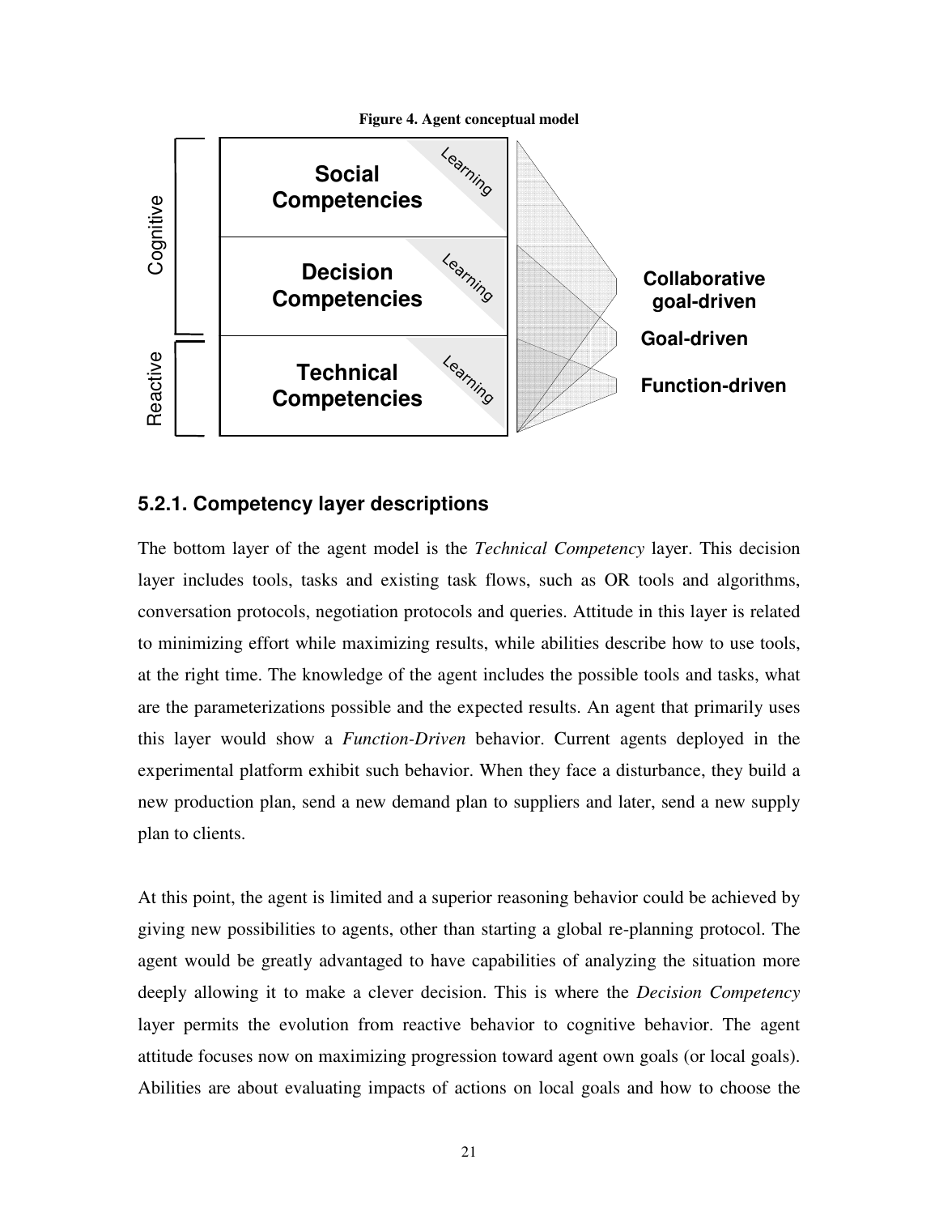**Figure 4. Agent conceptual model**

## 5.2.1. Competency layer descriptions

The bottom layer of the agent model is the *Technical Competency* layer. This decision layer includes tools, tasks and existing task flows, such as OR tools and algorithms, conversation protocols, negotiation protocols and queries. Attitude in this layer is related to minimizing effort while maximizing results, while abilities describe how to use tools, at the right time. The knowledge of the agent includes the possible tools and tasks, what are the parameterizations possible and the expected results. An agent that primarily uses this layer would show a *Function-Driven* behavior. Current agents deployed in the experimental platform exhibit such behavior. When they face a disturbance, they build a new production plan, send a new demand plan to suppliers and later, send a new supply plan to clients.

At this point, the agent is limited and a superior reasoning behavior could be achieved by giving new possibilities to agents, other than starting a global re-planning protocol. The agent would be greatly advantaged to have capabilities of analyzing the situation more deeply allowing it to make a clever decision. This is where the *Decision Competency* layer permits the evolution from reactive behavior to cognitive behavior. The agent attitude focuses now on maximizing progression toward agent own goals (or local goals). Abilities are about evaluating impacts of actions on local goals and how to choose the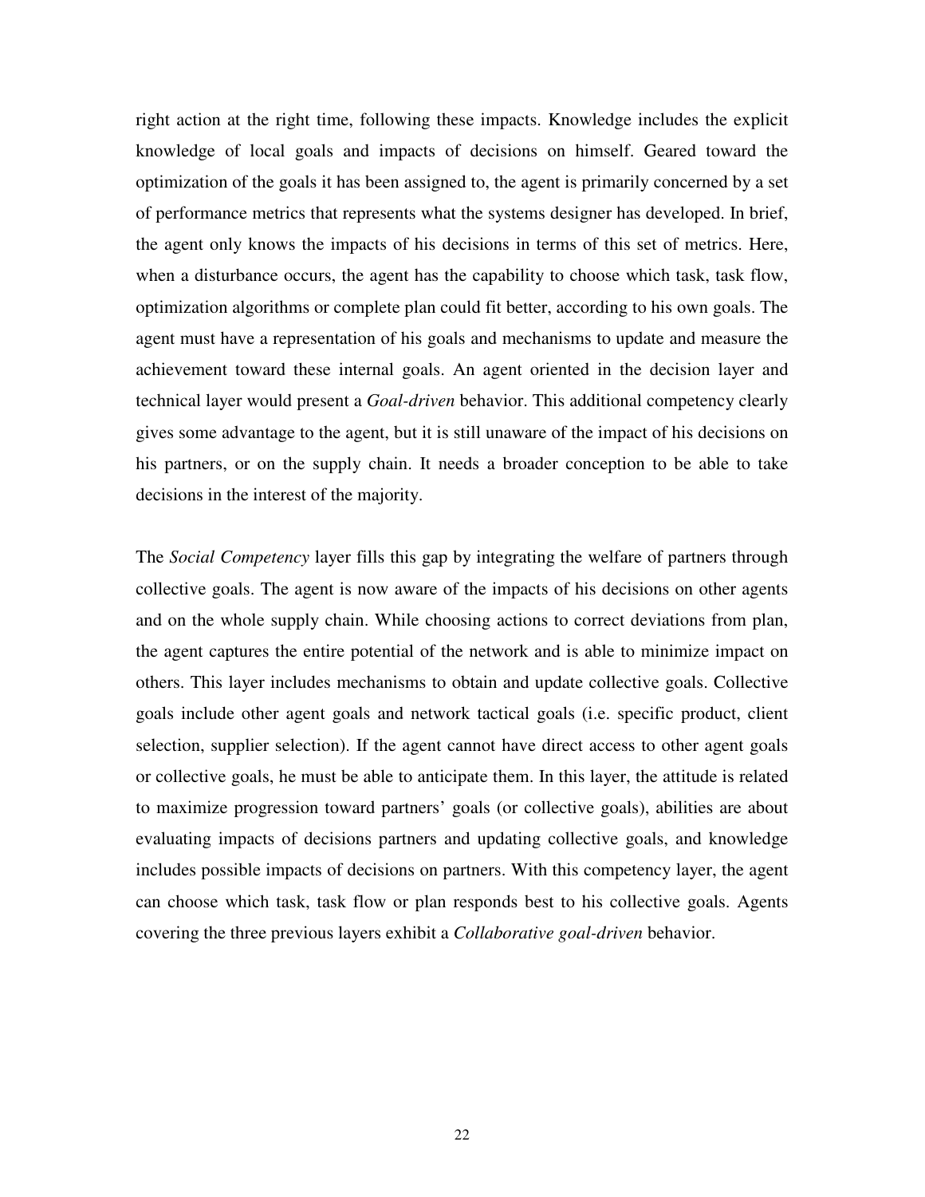right action at the right time, following these impacts. Knowledge includes the explicit knowledge of local goals and impacts of decisions on himself. Geared toward the optimization of the goals it has been assigned to, the agent is primarily concerned by a set of performance metrics that represents what the systems designer has developed. In brief, the agent only knows the impacts of his decisions in terms of this set of metrics. Here, when a disturbance occurs, the agent has the capability to choose which task, task flow, optimization algorithms or complete plan could fit better, according to his own goals. The agent must have a representation of his goals and mechanisms to update and measure the achievement toward these internal goals. An agent oriented in the decision layer and technical layer would present a *Goal-driven* behavior. This additional competency clearly gives some advantage to the agent, but it is still unaware of the impact of his decisions on his partners, or on the supply chain. It needs a broader conception to be able to take decisions in the interest of the majority.

The *Social Competency* layer fills this gap by integrating the welfare of partners through collective goals. The agent is now aware of the impacts of his decisions on other agents and on the whole supply chain. While choosing actions to correct deviations from plan, the agent captures the entire potential of the network and is able to minimize impact on others. This layer includes mechanisms to obtain and update collective goals. Collective goals include other agent goals and network tactical goals (i.e. specific product, client selection, supplier selection). If the agent cannot have direct access to other agent goals or collective goals, he must be able to anticipate them. In this layer, the attitude is related to maximize progression toward partners' goals (or collective goals), abilities are about evaluating impacts of decisions partners and updating collective goals, and knowledge includes possible impacts of decisions on partners. With this competency layer, the agent can choose which task, task flow or plan responds best to his collective goals. Agents covering the three previous layers exhibit a *Collaborative goal-driven* behavior.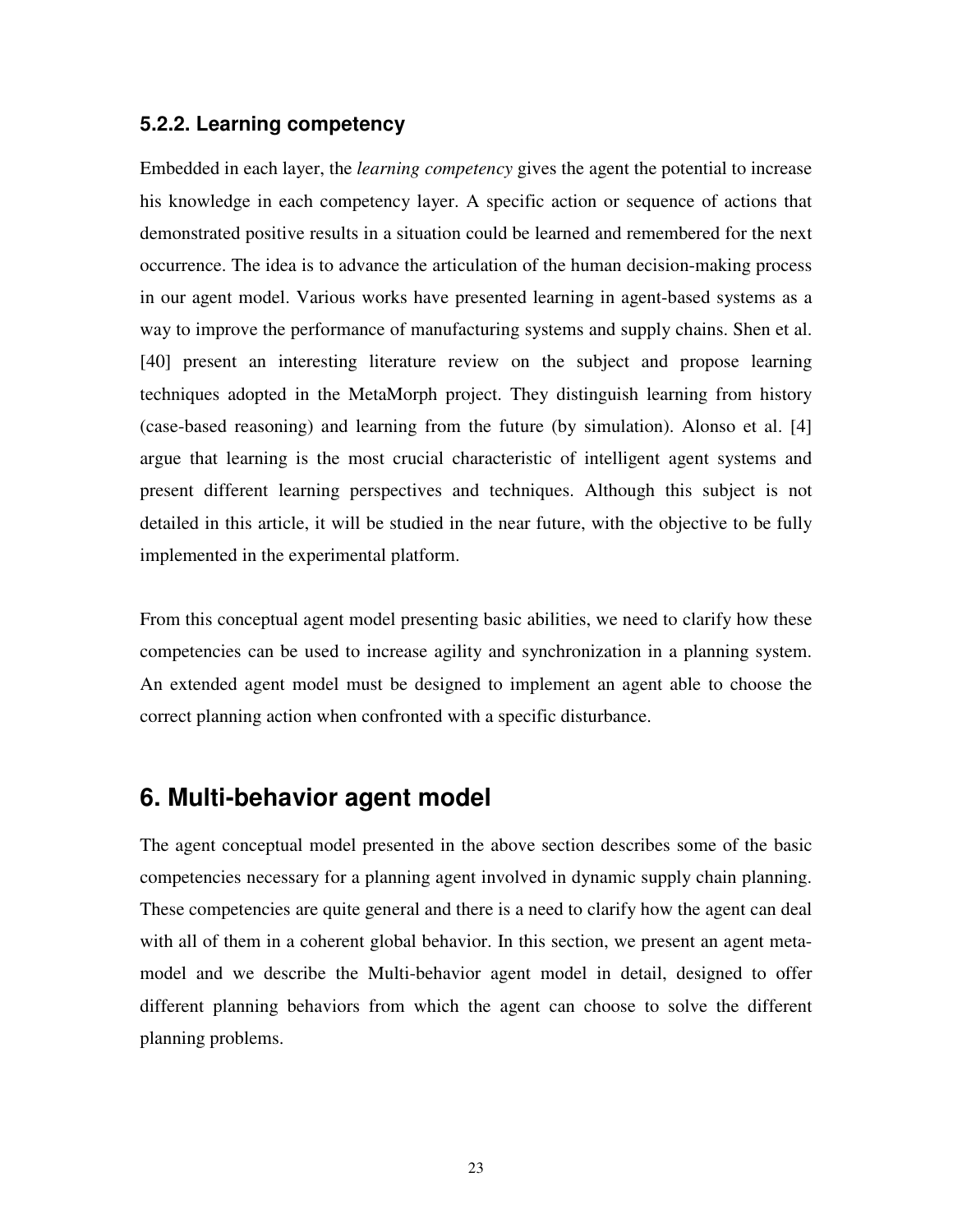### 5.2.2. Learning competency

Embedded in each layer, the *learning competency* gives the agent the potential to increase his knowledge in each competency layer. A specific action or sequence of actions that demonstrated positive results in a situation could be learned and remembered for the next occurrence. The idea is to advance the articulation of the human decision-making process in our agent model. Various works have presented learning in agent-based systems as a way to improve the performance of manufacturing systems and supply chains. Shen et al. [40] present an interesting literature review on the subject and propose learning techniques adopted in the MetaMorph project. They distinguish learning from history (case-based reasoning) and learning from the future (by simulation). Alonso et al. [4] argue that learning is the most crucial characteristic of intelligent agent systems and present different learning perspectives and techniques. Although this subject is not detailed in this article, it will be studied in the near future, with the objective to be fully implemented in the experimental platform.

From this conceptual agent model presenting basic abilities, we need to clarify how these competencies can be used to increase agility and synchronization in a planning system. An extended agent model must be designed to implement an agent able to choose the correct planning action when confronted with a specific disturbance.

## 6. Multi-behavior agent model

The agent conceptual model presented in the above section describes some of the basic competencies necessary for a planning agent involved in dynamic supply chain planning. These competencies are quite general and there is a need to clarify how the agent can deal with all of them in a coherent global behavior. In this section, we present an agent meta-model and we describe the Multi-behavior agent model in detail, designed to offer different planning behaviors from which the agent can choose to solve the different planning problems.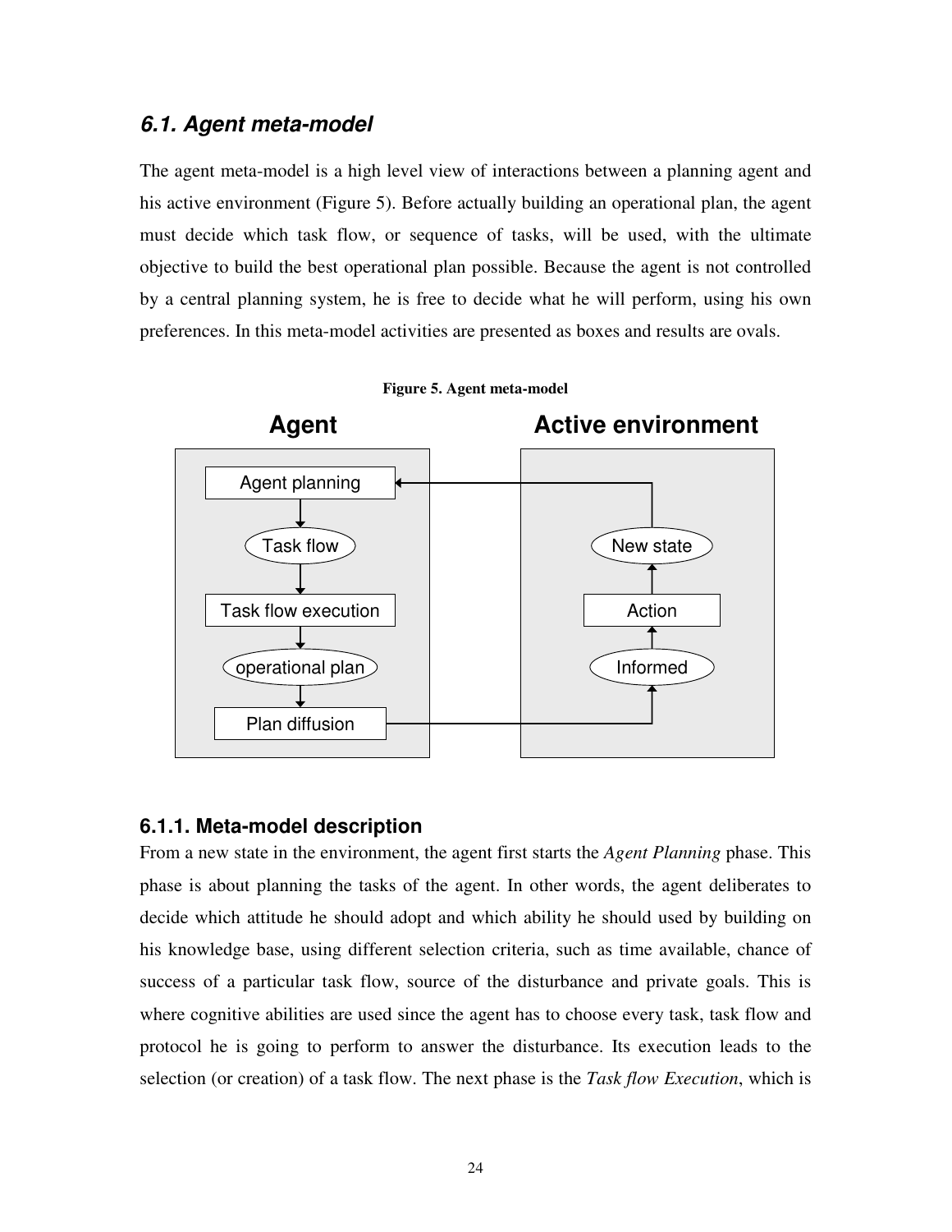### *6.1. Agent meta-model*

The agent meta-model is a high level view of interactions between a planning agent and his active environment (Figure 5). Before actually building an operational plan, the agent must decide which task flow, or sequence of tasks, will be used, with the ultimate objective to build the best operational plan possible. Because the agent is not controlled by a central planning system, he is free to decide what he will perform, using his own preferences. In this meta-model activities are presented as boxes and results are ovals.

**Figure 5. Agent meta-model**

#### 6.1.1. Meta-model description

From a new state in the environment, the agent first starts the *Agent Planning* phase. This phase is about planning the tasks of the agent. In other words, the agent deliberates to decide which attitude he should adopt and which ability he should used by building on his knowledge base, using different selection criteria, such as time available, chance of success of a particular task flow, source of the disturbance and private goals. This is where cognitive abilities are used since the agent has to choose every task, task flow and protocol he is going to perform to answer the disturbance. Its execution leads to the selection (or creation) of a task flow. The next phase is the *Task flow Execution*, which is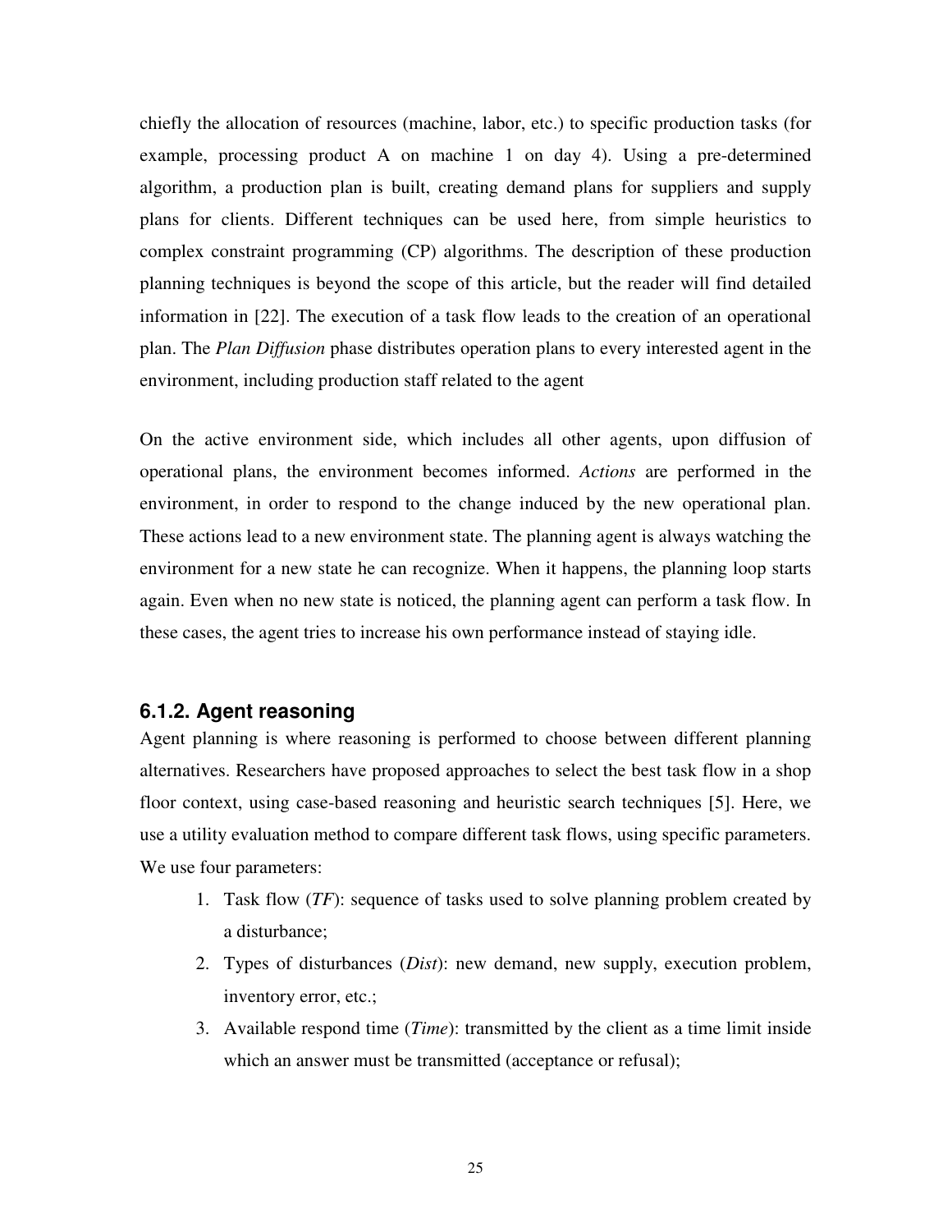chiefly the allocation of resources (machine, labor, etc.) to specific production tasks (for example, processing product A on machine 1 on day 4). Using a pre-determined algorithm, a production plan is built, creating demand plans for suppliers and supply plans for clients. Different techniques can be used here, from simple heuristics to complex constraint programming (CP) algorithms. The description of these production planning techniques is beyond the scope of this article, but the reader will find detailed information in [22]. The execution of a task flow leads to the creation of an operational plan. The *Plan Diffusion* phase distributes operation plans to every interested agent in the environment, including production staff related to the agent

On the active environment side, which includes all other agents, upon diffusion of operational plans, the environment becomes informed. *Actions* are performed in the environment, in order to respond to the change induced by the new operational plan. These actions lead to a new environment state. The planning agent is always watching the environment for a new state he can recognize. When it happens, the planning loop starts again. Even when no new state is noticed, the planning agent can perform a task flow. In these cases, the agent tries to increase his own performance instead of staying idle.

### 6.1.2. Agent reasoning

Agent planning is where reasoning is performed to choose between different planning alternatives. Researchers have proposed approaches to select the best task flow in a shop floor context, using case-based reasoning and heuristic search techniques [5]. Here, we use a utility evaluation method to compare different task flows, using specific parameters. We use four parameters:

1. Task flow (*TF*): sequence of tasks used to solve planning problem created by a disturbance;
2. Types of disturbances (*Dist*): new demand, new supply, execution problem, inventory error, etc.;
3. Available respond time (*Time*): transmitted by the client as a time limit inside which an answer must be transmitted (acceptance or refusal);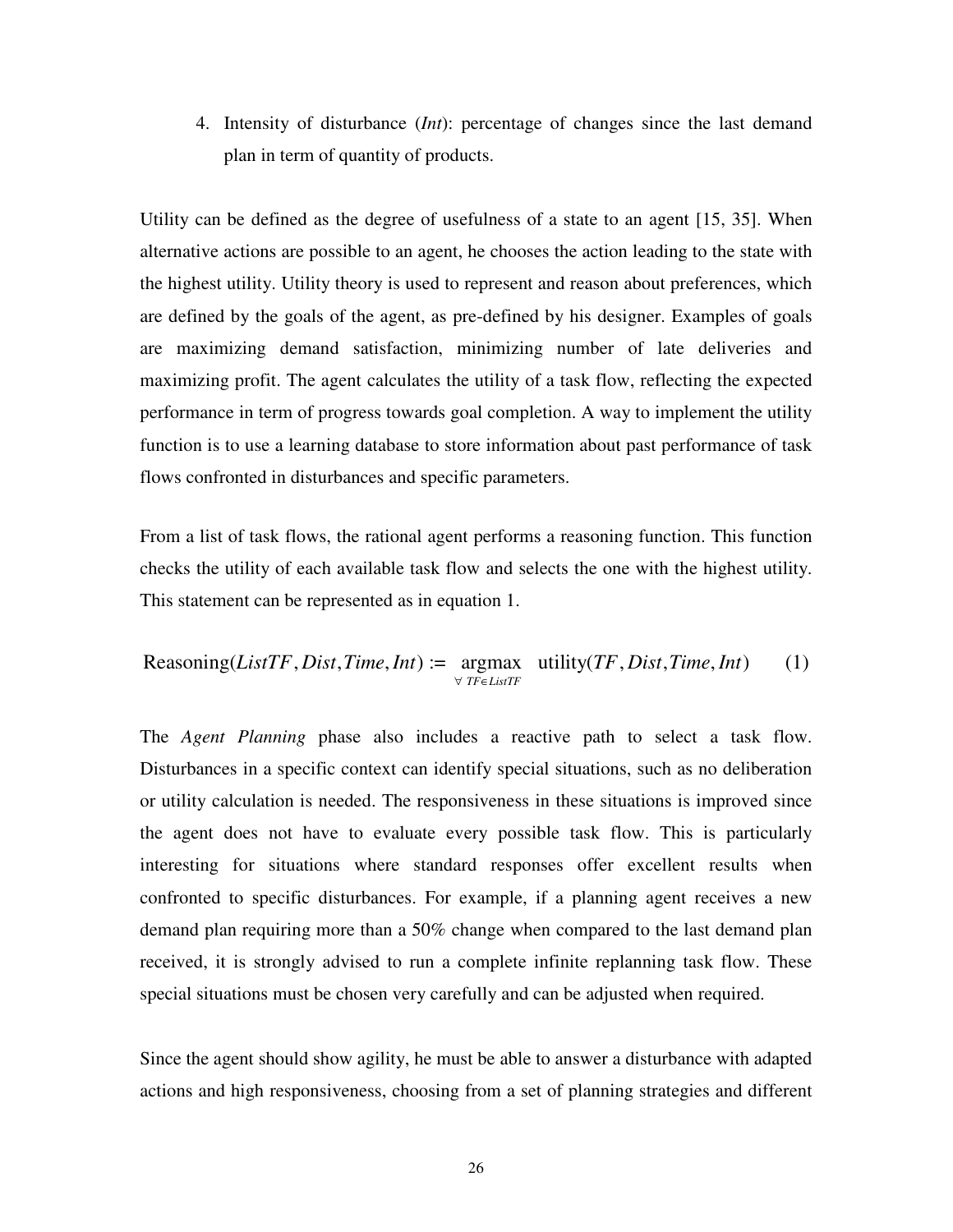4. Intensity of disturbance (*Int*): percentage of changes since the last demand plan in term of quantity of products.

Utility can be defined as the degree of usefulness of a state to an agent [15, 35]. When alternative actions are possible to an agent, he chooses the action leading to the state with the highest utility. Utility theory is used to represent and reason about preferences, which are defined by the goals of the agent, as pre-defined by his designer. Examples of goals are maximizing demand satisfaction, minimizing number of late deliveries and maximizing profit. The agent calculates the utility of a task flow, reflecting the expected performance in term of progress towards goal completion. A way to implement the utility function is to use a learning database to store information about past performance of task flows confronted in disturbances and specific parameters.

From a list of task flows, the rational agent performs a reasoning function. This function checks the utility of each available task flow and selects the one with the highest utility. This statement can be represented as in equation 1.

$$\text{Reasoning}(ListTF, Dist, Time, Int) := \underset{\forall\, TF \in ListTF}{\text{argmax}} \; \text{utility}(TF, Dist, Time, Int) \qquad (1)$$

The *Agent Planning* phase also includes a reactive path to select a task flow. Disturbances in a specific context can identify special situations, such as no deliberation or utility calculation is needed. The responsiveness in these situations is improved since the agent does not have to evaluate every possible task flow. This is particularly interesting for situations where standard responses offer excellent results when confronted to specific disturbances. For example, if a planning agent receives a new demand plan requiring more than a 50% change when compared to the last demand plan received, it is strongly advised to run a complete infinite replanning task flow. These special situations must be chosen very carefully and can be adjusted when required.

Since the agent should show agility, he must be able to answer a disturbance with adapted actions and high responsiveness, choosing from a set of planning strategies and different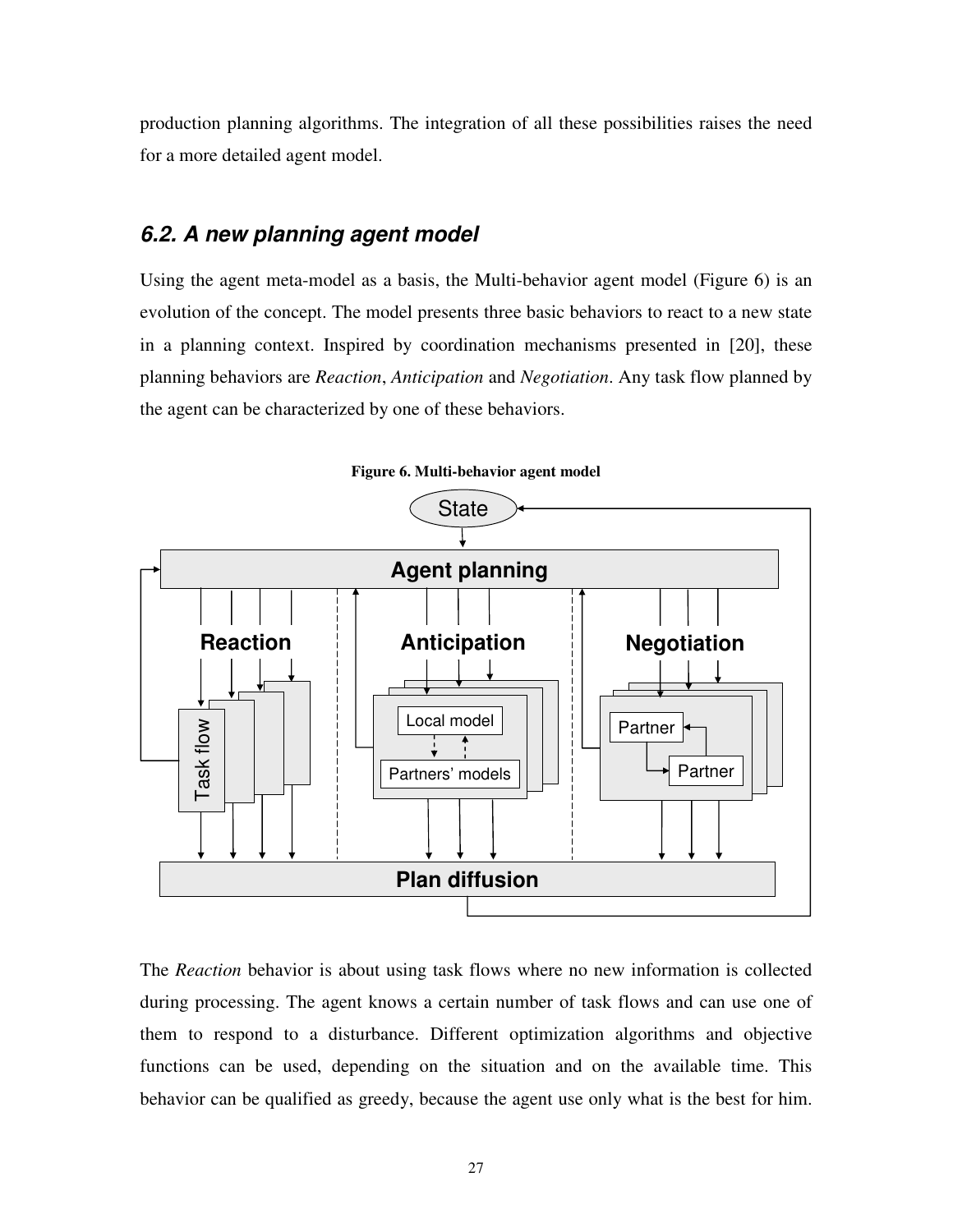production planning algorithms. The integration of all these possibilities raises the need for a more detailed agent model.

### *6.2. A new planning agent model*

Using the agent meta-model as a basis, the Multi-behavior agent model (Figure 6) is an evolution of the concept. The model presents three basic behaviors to react to a new state in a planning context. Inspired by coordination mechanisms presented in [20], these planning behaviors are *Reaction*, *Anticipation* and *Negotiation*. Any task flow planned by the agent can be characterized by one of these behaviors.

**Figure 6. Multi-behavior agent model**

The *Reaction* behavior is about using task flows where no new information is collected during processing. The agent knows a certain number of task flows and can use one of them to respond to a disturbance. Different optimization algorithms and objective functions can be used, depending on the situation and on the available time. This behavior can be qualified as greedy, because the agent use only what is the best for him.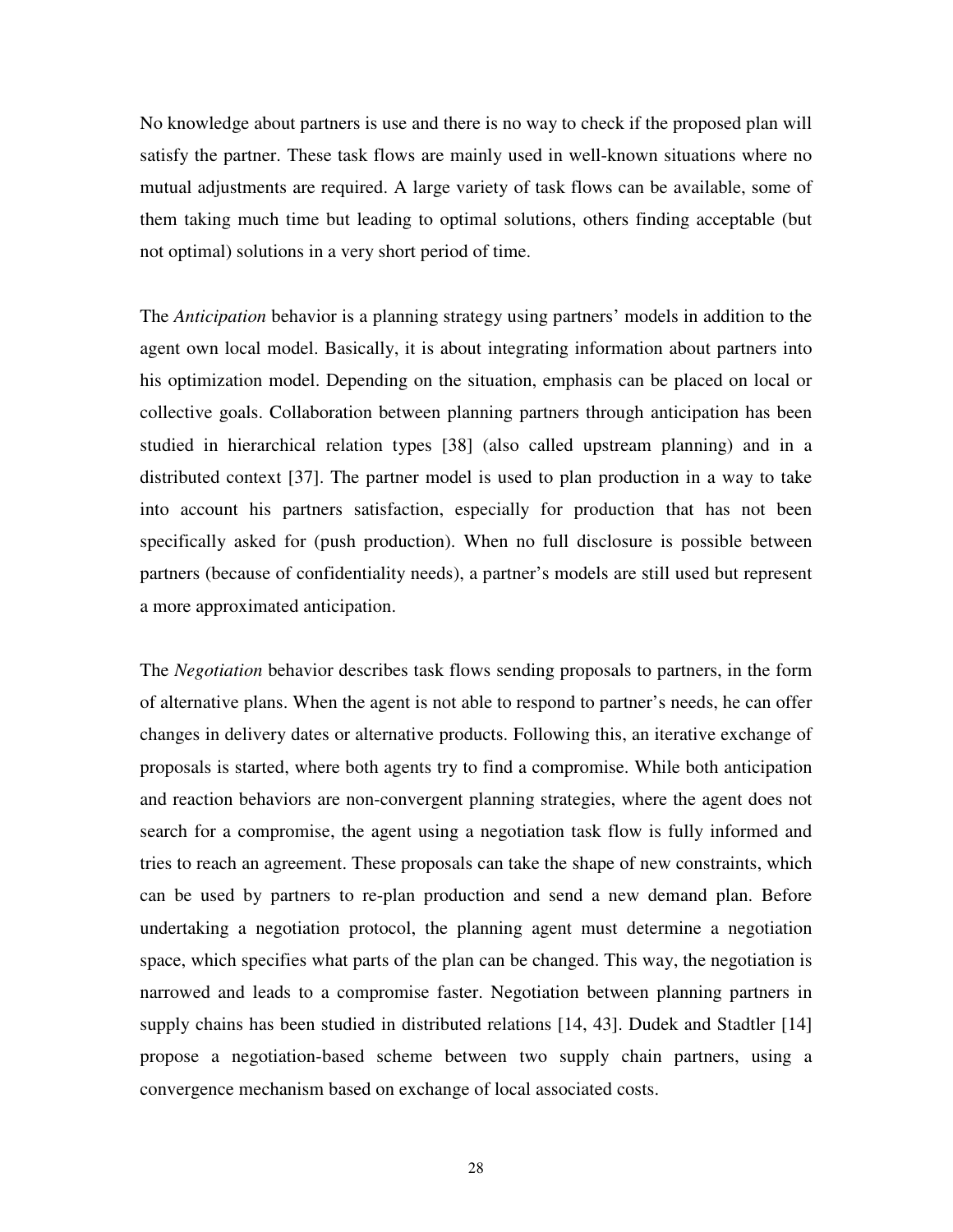No knowledge about partners is use and there is no way to check if the proposed plan will satisfy the partner. These task flows are mainly used in well-known situations where no mutual adjustments are required. A large variety of task flows can be available, some of them taking much time but leading to optimal solutions, others finding acceptable (but not optimal) solutions in a very short period of time.

The *Anticipation* behavior is a planning strategy using partners' models in addition to the agent own local model. Basically, it is about integrating information about partners into his optimization model. Depending on the situation, emphasis can be placed on local or collective goals. Collaboration between planning partners through anticipation has been studied in hierarchical relation types [38] (also called upstream planning) and in a distributed context [37]. The partner model is used to plan production in a way to take into account his partners satisfaction, especially for production that has not been specifically asked for (push production). When no full disclosure is possible between partners (because of confidentiality needs), a partner's models are still used but represent a more approximated anticipation.

The *Negotiation* behavior describes task flows sending proposals to partners, in the form of alternative plans. When the agent is not able to respond to partner's needs, he can offer changes in delivery dates or alternative products. Following this, an iterative exchange of proposals is started, where both agents try to find a compromise. While both anticipation and reaction behaviors are non-convergent planning strategies, where the agent does not search for a compromise, the agent using a negotiation task flow is fully informed and tries to reach an agreement. These proposals can take the shape of new constraints, which can be used by partners to re-plan production and send a new demand plan. Before undertaking a negotiation protocol, the planning agent must determine a negotiation space, which specifies what parts of the plan can be changed. This way, the negotiation is narrowed and leads to a compromise faster. Negotiation between planning partners in supply chains has been studied in distributed relations [14, 43]. Dudek and Stadtler [14] propose a negotiation-based scheme between two supply chain partners, using a convergence mechanism based on exchange of local associated costs.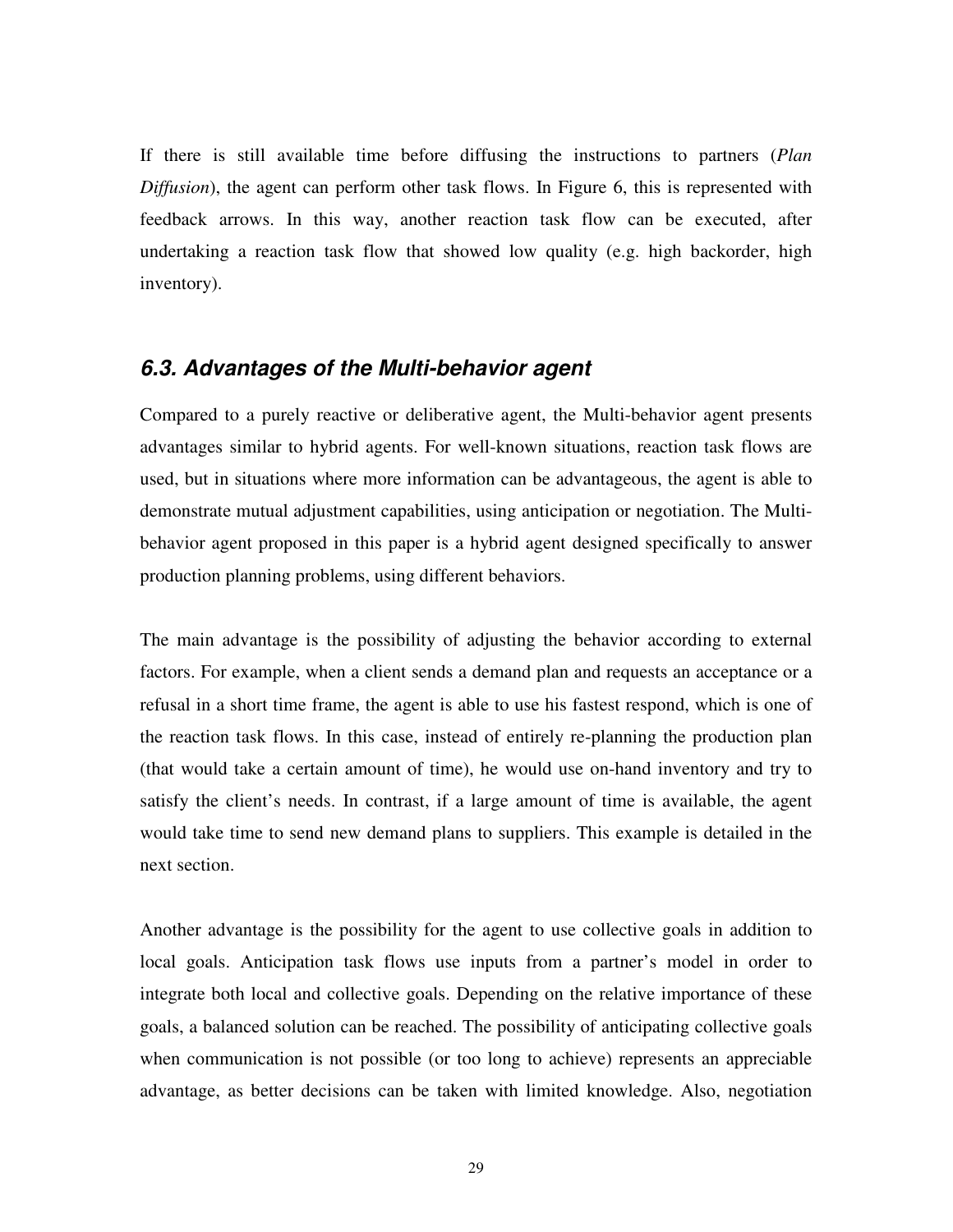If there is still available time before diffusing the instructions to partners (*Plan Diffusion*), the agent can perform other task flows. In Figure 6, this is represented with feedback arrows. In this way, another reaction task flow can be executed, after undertaking a reaction task flow that showed low quality (e.g. high backorder, high inventory).

### *6.3. Advantages of the Multi-behavior agent*

Compared to a purely reactive or deliberative agent, the Multi-behavior agent presents advantages similar to hybrid agents. For well-known situations, reaction task flows are used, but in situations where more information can be advantageous, the agent is able to demonstrate mutual adjustment capabilities, using anticipation or negotiation. The Multi-behavior agent proposed in this paper is a hybrid agent designed specifically to answer production planning problems, using different behaviors.

The main advantage is the possibility of adjusting the behavior according to external factors. For example, when a client sends a demand plan and requests an acceptance or a refusal in a short time frame, the agent is able to use his fastest respond, which is one of the reaction task flows. In this case, instead of entirely re-planning the production plan (that would take a certain amount of time), he would use on-hand inventory and try to satisfy the client's needs. In contrast, if a large amount of time is available, the agent would take time to send new demand plans to suppliers. This example is detailed in the next section.

Another advantage is the possibility for the agent to use collective goals in addition to local goals. Anticipation task flows use inputs from a partner's model in order to integrate both local and collective goals. Depending on the relative importance of these goals, a balanced solution can be reached. The possibility of anticipating collective goals when communication is not possible (or too long to achieve) represents an appreciable advantage, as better decisions can be taken with limited knowledge. Also, negotiation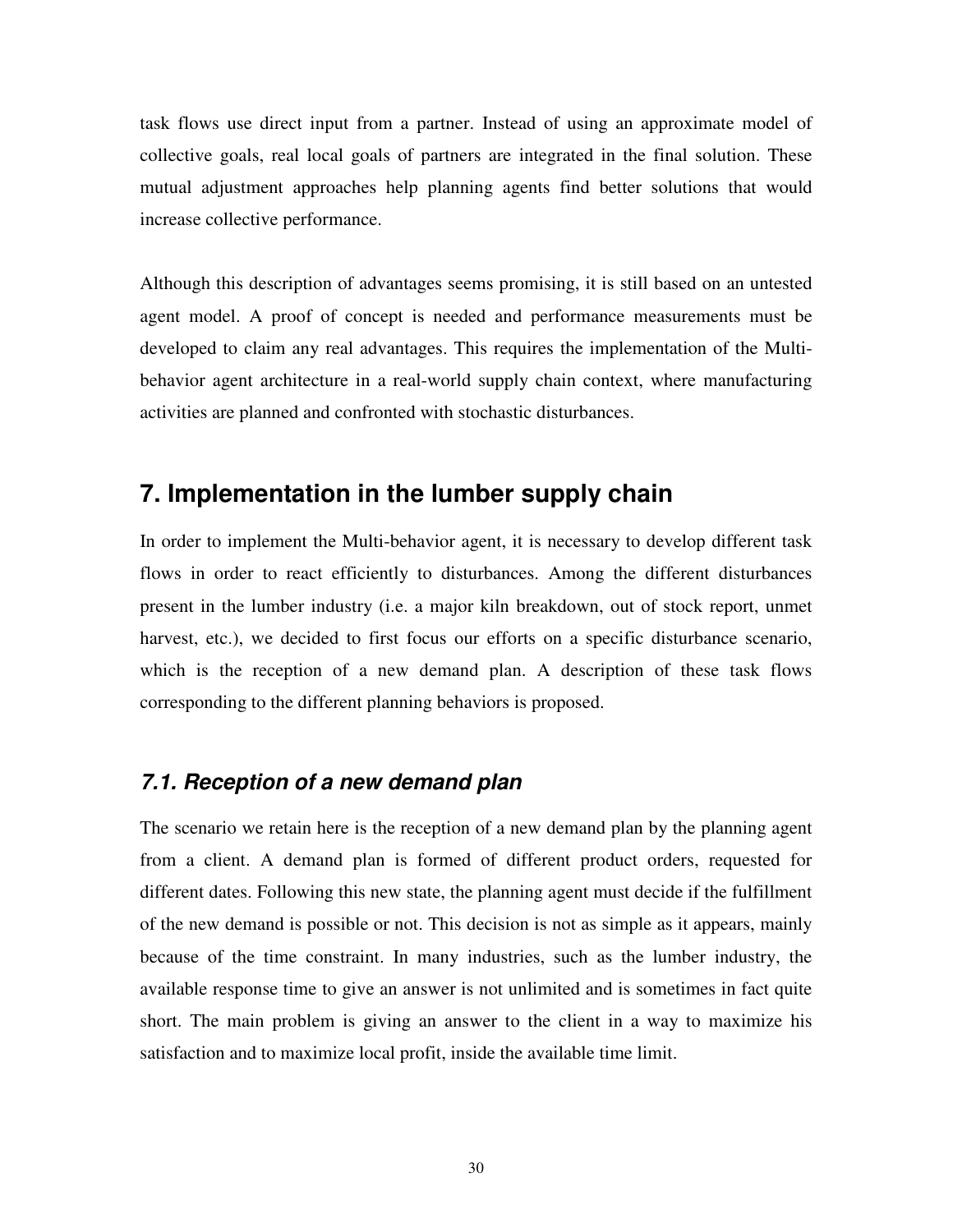task flows use direct input from a partner. Instead of using an approximate model of collective goals, real local goals of partners are integrated in the final solution. These mutual adjustment approaches help planning agents find better solutions that would increase collective performance.

Although this description of advantages seems promising, it is still based on an untested agent model. A proof of concept is needed and performance measurements must be developed to claim any real advantages. This requires the implementation of the Multi-behavior agent architecture in a real-world supply chain context, where manufacturing activities are planned and confronted with stochastic disturbances.

# 7. Implementation in the lumber supply chain

In order to implement the Multi-behavior agent, it is necessary to develop different task flows in order to react efficiently to disturbances. Among the different disturbances present in the lumber industry (i.e. a major kiln breakdown, out of stock report, unmet harvest, etc.), we decided to first focus our efforts on a specific disturbance scenario, which is the reception of a new demand plan. A description of these task flows corresponding to the different planning behaviors is proposed.

## *7.1. Reception of a new demand plan*

The scenario we retain here is the reception of a new demand plan by the planning agent from a client. A demand plan is formed of different product orders, requested for different dates. Following this new state, the planning agent must decide if the fulfillment of the new demand is possible or not. This decision is not as simple as it appears, mainly because of the time constraint. In many industries, such as the lumber industry, the available response time to give an answer is not unlimited and is sometimes in fact quite short. The main problem is giving an answer to the client in a way to maximize his satisfaction and to maximize local profit, inside the available time limit.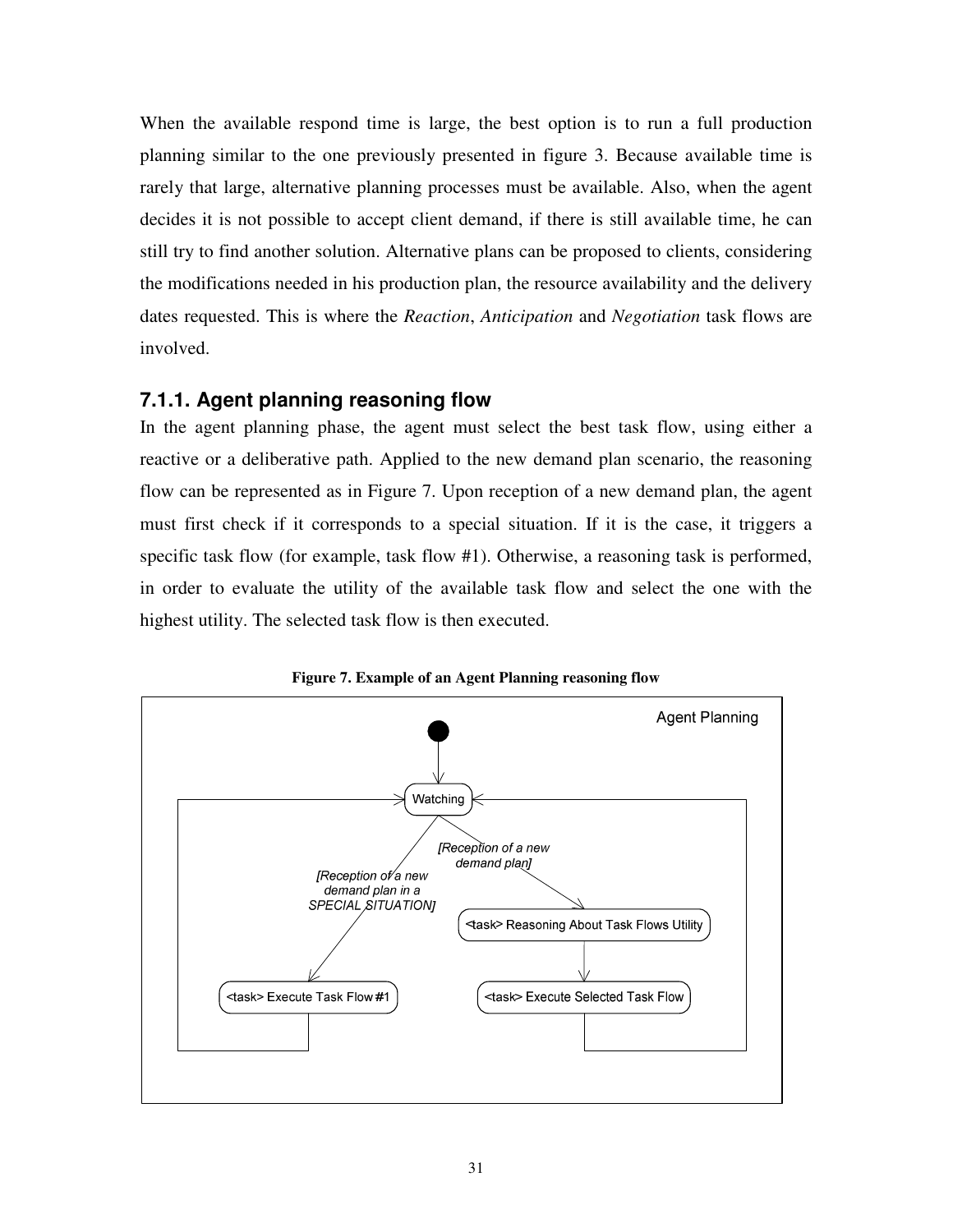When the available respond time is large, the best option is to run a full production planning similar to the one previously presented in figure 3. Because available time is rarely that large, alternative planning processes must be available. Also, when the agent decides it is not possible to accept client demand, if there is still available time, he can still try to find another solution. Alternative plans can be proposed to clients, considering the modifications needed in his production plan, the resource availability and the delivery dates requested. This is where the *Reaction*, *Anticipation* and *Negotiation* task flows are involved.

### 7.1.1. Agent planning reasoning flow

In the agent planning phase, the agent must select the best task flow, using either a reactive or a deliberative path. Applied to the new demand plan scenario, the reasoning flow can be represented as in Figure 7. Upon reception of a new demand plan, the agent must first check if it corresponds to a special situation. If it is the case, it triggers a specific task flow (for example, task flow #1). Otherwise, a reasoning task is performed, in order to evaluate the utility of the available task flow and select the one with the highest utility. The selected task flow is then executed.

**Figure 7. Example of an Agent Planning reasoning flow**

Agent Planning

Watching

*[Reception of a new demand plan in a SPECIAL SITUATION]*

*[Reception of a new demand plan]*

<task> Reasoning About Task Flows Utility

<task> Execute Task Flow #1

<task> Execute Selected Task Flow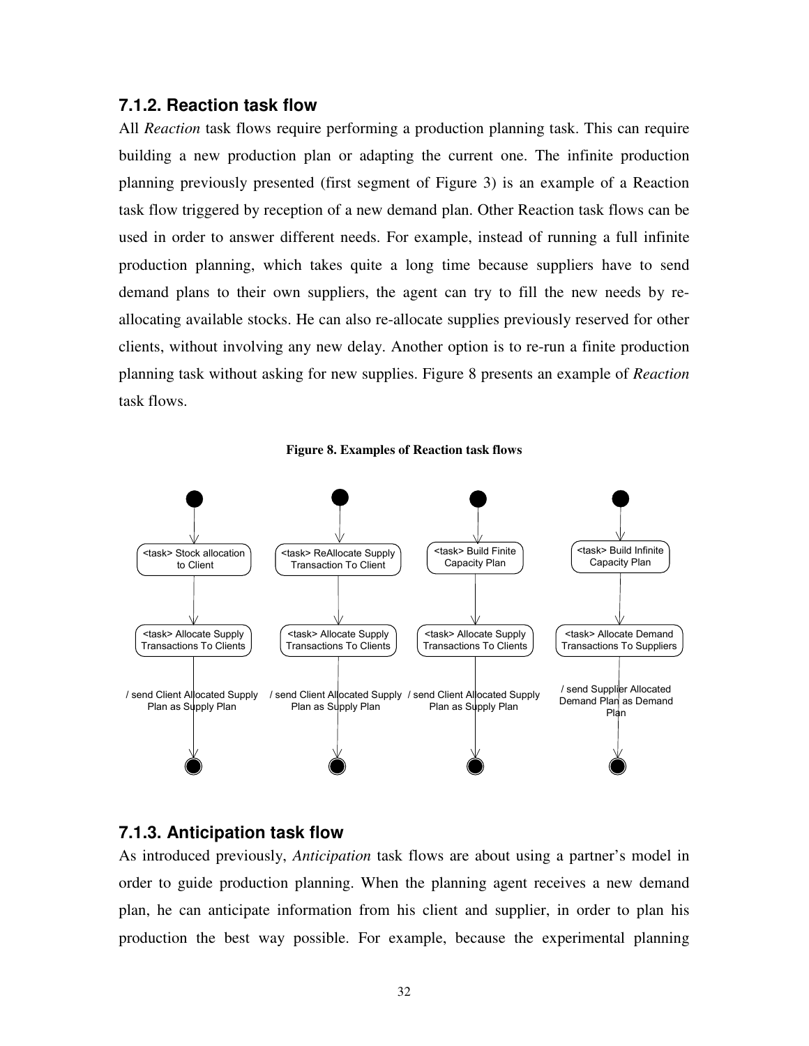### 7.1.2. Reaction task flow

All *Reaction* task flows require performing a production planning task. This can require building a new production plan or adapting the current one. The infinite production planning previously presented (first segment of Figure 3) is an example of a Reaction task flow triggered by reception of a new demand plan. Other Reaction task flows can be used in order to answer different needs. For example, instead of running a full infinite production planning, which takes quite a long time because suppliers have to send demand plans to their own suppliers, the agent can try to fill the new needs by re-allocating available stocks. He can also re-allocate supplies previously reserved for other clients, without involving any new delay. Another option is to re-run a finite production planning task without asking for new supplies. Figure 8 presents an example of *Reaction* task flows.

**Figure 8. Examples of Reaction task flows**

### 7.1.3. Anticipation task flow

As introduced previously, *Anticipation* task flows are about using a partner's model in order to guide production planning. When the planning agent receives a new demand plan, he can anticipate information from his client and supplier, in order to plan his production the best way possible. For example, because the experimental planning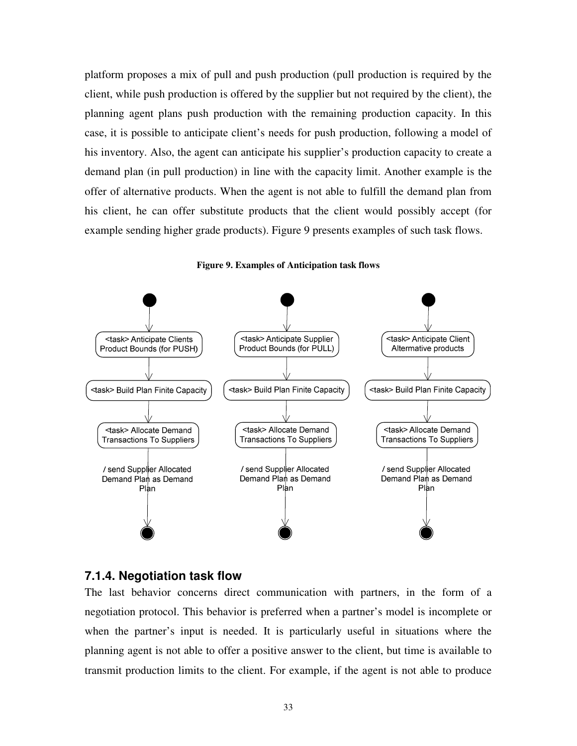platform proposes a mix of pull and push production (pull production is required by the client, while push production is offered by the supplier but not required by the client), the planning agent plans push production with the remaining production capacity. In this case, it is possible to anticipate client's needs for push production, following a model of his inventory. Also, the agent can anticipate his supplier's production capacity to create a demand plan (in pull production) in line with the capacity limit. Another example is the offer of alternative products. When the agent is not able to fulfill the demand plan from his client, he can offer substitute products that the client would possibly accept (for example sending higher grade products). Figure 9 presents examples of such task flows.

**Figure 9. Examples of Anticipation task flows**

<task> Anticipate Clients Product Bounds (for PUSH)

<task> Build Plan Finite Capacity

<task> Allocate Demand Transactions To Suppliers

/ send Supplier Allocated Demand Plan as Demand Plan

<task> Anticipate Supplier Product Bounds (for PULL)

<task> Build Plan Finite Capacity

<task> Allocate Demand Transactions To Suppliers

/ send Supplier Allocated Demand Plan as Demand Plan

<task> Anticipate Client Altermative products

<task> Build Plan Finite Capacity

<task> Allocate Demand Transactions To Suppliers

/ send Supplier Allocated Demand Plan as Demand Plan

### 7.1.4. Negotiation task flow

The last behavior concerns direct communication with partners, in the form of a negotiation protocol. This behavior is preferred when a partner's model is incomplete or when the partner's input is needed. It is particularly useful in situations where the planning agent is not able to offer a positive answer to the client, but time is available to transmit production limits to the client. For example, if the agent is not able to produce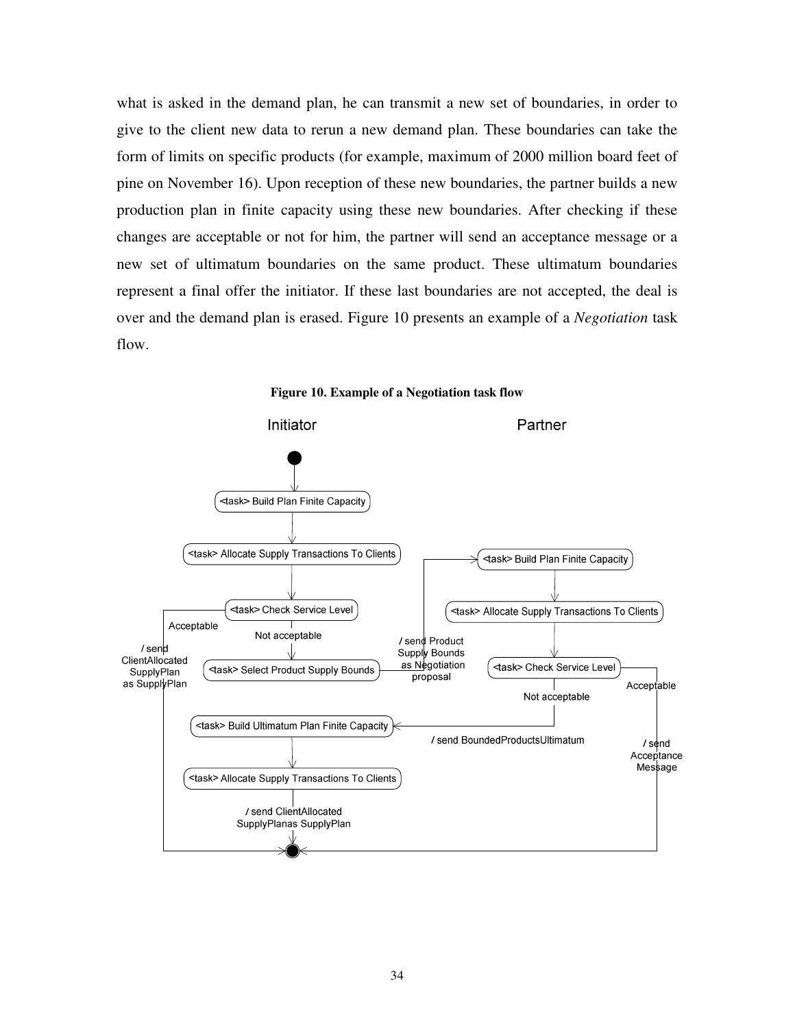what is asked in the demand plan, he can transmit a new set of boundaries, in order to give to the client new data to rerun a new demand plan. These boundaries can take the form of limits on specific products (for example, maximum of 2000 million board feet of pine on November 16). Upon reception of these new boundaries, the partner builds a new production plan in finite capacity using these new boundaries. After checking if these changes are acceptable or not for him, the partner will send an acceptance message or a new set of ultimatum boundaries on the same product. These ultimatum boundaries represent a final offer the initiator. If these last boundaries are not accepted, the deal is over and the demand plan is erased. Figure 10 presents an example of a *Negotiation* task flow.

**Figure 10. Example of a Negotiation task flow**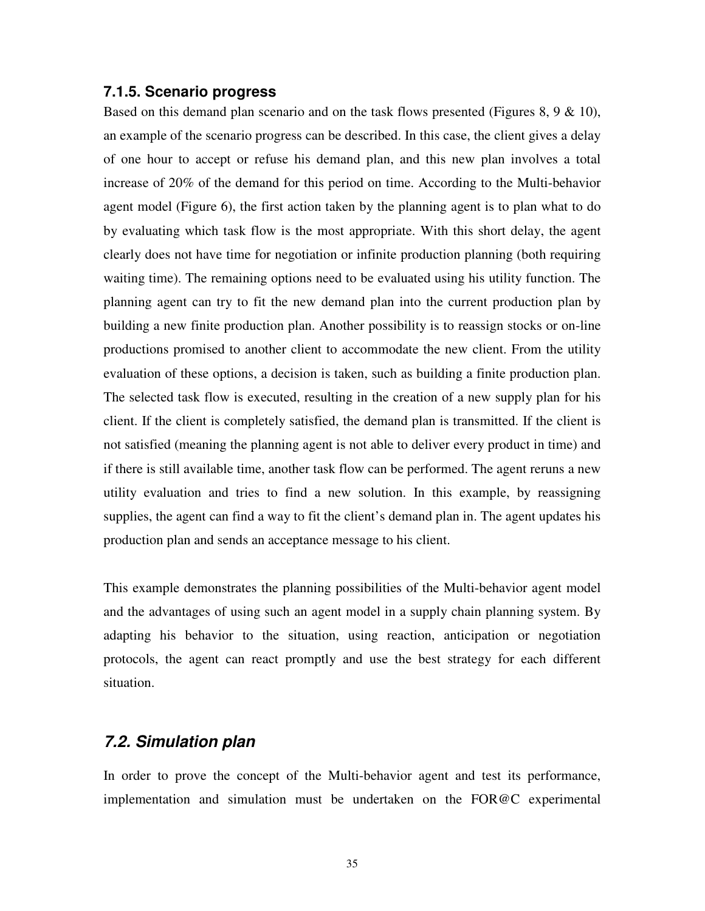### 7.1.5. Scenario progress

Based on this demand plan scenario and on the task flows presented (Figures 8, 9 & 10), an example of the scenario progress can be described. In this case, the client gives a delay of one hour to accept or refuse his demand plan, and this new plan involves a total increase of 20% of the demand for this period on time. According to the Multi-behavior agent model (Figure 6), the first action taken by the planning agent is to plan what to do by evaluating which task flow is the most appropriate. With this short delay, the agent clearly does not have time for negotiation or infinite production planning (both requiring waiting time). The remaining options need to be evaluated using his utility function. The planning agent can try to fit the new demand plan into the current production plan by building a new finite production plan. Another possibility is to reassign stocks or on-line productions promised to another client to accommodate the new client. From the utility evaluation of these options, a decision is taken, such as building a finite production plan. The selected task flow is executed, resulting in the creation of a new supply plan for his client. If the client is completely satisfied, the demand plan is transmitted. If the client is not satisfied (meaning the planning agent is not able to deliver every product in time) and if there is still available time, another task flow can be performed. The agent reruns a new utility evaluation and tries to find a new solution. In this example, by reassigning supplies, the agent can find a way to fit the client's demand plan in. The agent updates his production plan and sends an acceptance message to his client.

This example demonstrates the planning possibilities of the Multi-behavior agent model and the advantages of using such an agent model in a supply chain planning system. By adapting his behavior to the situation, using reaction, anticipation or negotiation protocols, the agent can react promptly and use the best strategy for each different situation.

## *7.2. Simulation plan*

In order to prove the concept of the Multi-behavior agent and test its performance, implementation and simulation must be undertaken on the FOR@C experimental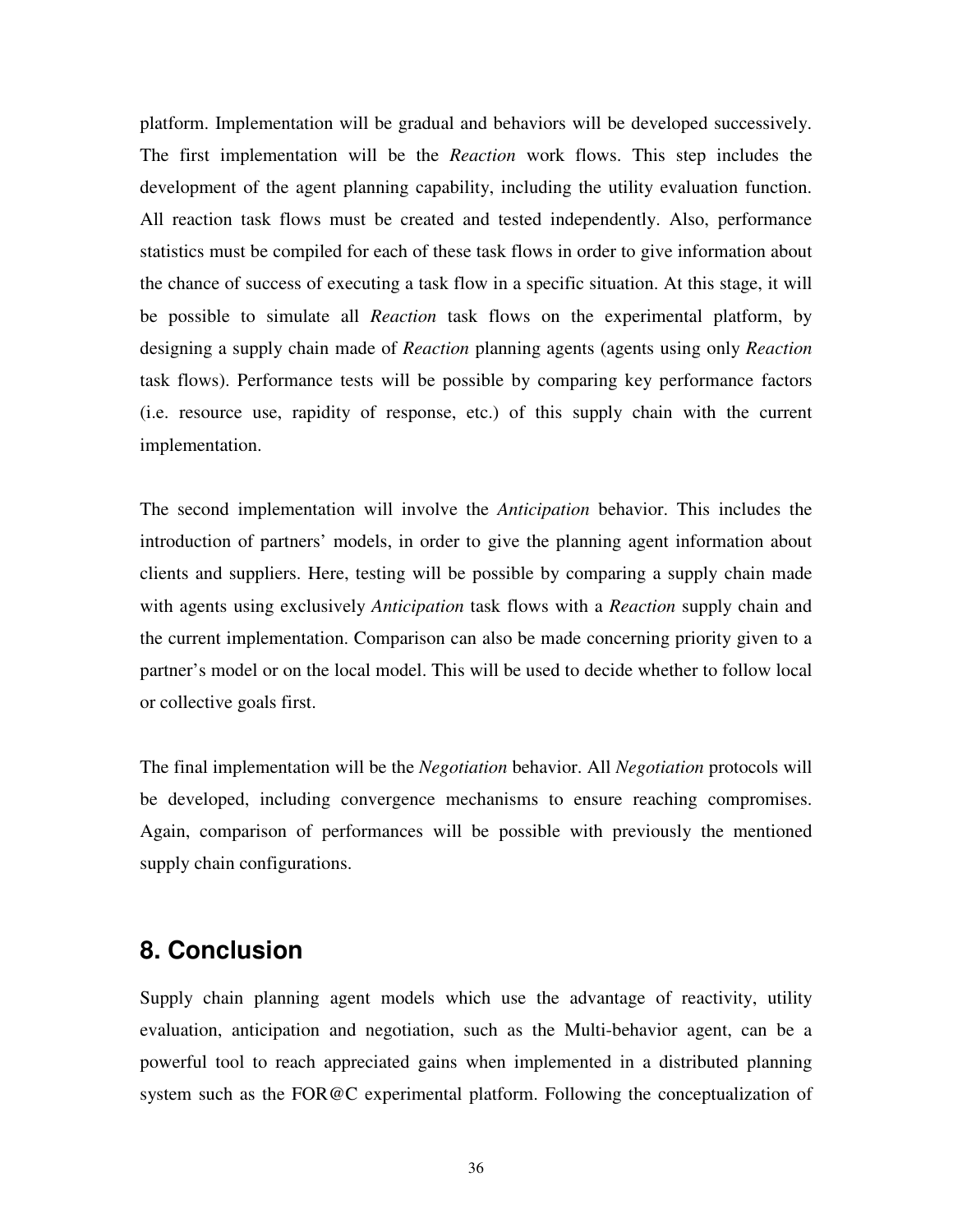platform. Implementation will be gradual and behaviors will be developed successively. The first implementation will be the *Reaction* work flows. This step includes the development of the agent planning capability, including the utility evaluation function. All reaction task flows must be created and tested independently. Also, performance statistics must be compiled for each of these task flows in order to give information about the chance of success of executing a task flow in a specific situation. At this stage, it will be possible to simulate all *Reaction* task flows on the experimental platform, by designing a supply chain made of *Reaction* planning agents (agents using only *Reaction* task flows). Performance tests will be possible by comparing key performance factors (i.e. resource use, rapidity of response, etc.) of this supply chain with the current implementation.

The second implementation will involve the *Anticipation* behavior. This includes the introduction of partners' models, in order to give the planning agent information about clients and suppliers. Here, testing will be possible by comparing a supply chain made with agents using exclusively *Anticipation* task flows with a *Reaction* supply chain and the current implementation. Comparison can also be made concerning priority given to a partner's model or on the local model. This will be used to decide whether to follow local or collective goals first.

The final implementation will be the *Negotiation* behavior. All *Negotiation* protocols will be developed, including convergence mechanisms to ensure reaching compromises. Again, comparison of performances will be possible with previously the mentioned supply chain configurations.

## 8. Conclusion

Supply chain planning agent models which use the advantage of reactivity, utility evaluation, anticipation and negotiation, such as the Multi-behavior agent, can be a powerful tool to reach appreciated gains when implemented in a distributed planning system such as the FOR@C experimental platform. Following the conceptualization of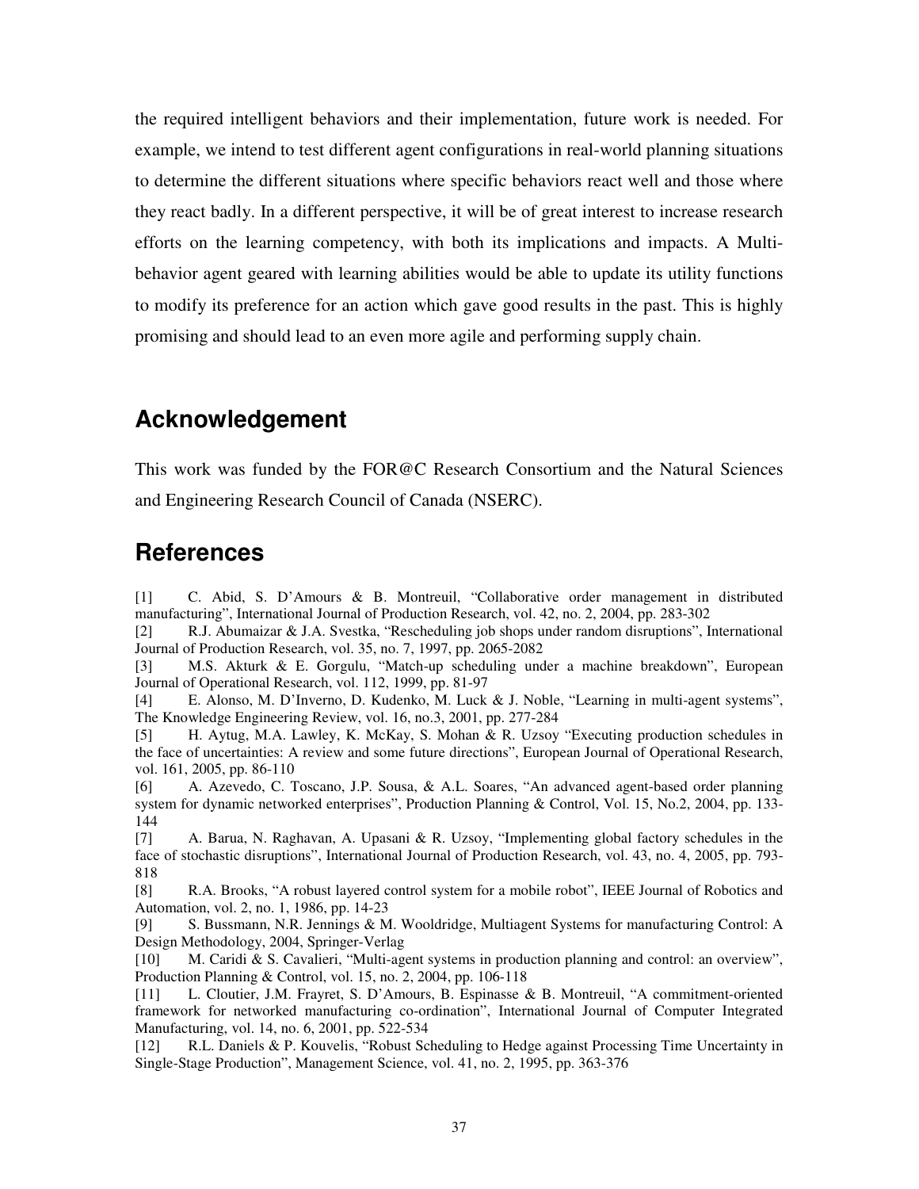the required intelligent behaviors and their implementation, future work is needed. For example, we intend to test different agent configurations in real-world planning situations to determine the different situations where specific behaviors react well and those where they react badly. In a different perspective, it will be of great interest to increase research efforts on the learning competency, with both its implications and impacts. A Multi-behavior agent geared with learning abilities would be able to update its utility functions to modify its preference for an action which gave good results in the past. This is highly promising and should lead to an even more agile and performing supply chain.

## Acknowledgement

This work was funded by the FOR@C Research Consortium and the Natural Sciences and Engineering Research Council of Canada (NSERC).

## References

[1] C. Abid, S. D'Amours & B. Montreuil, "Collaborative order management in distributed manufacturing", International Journal of Production Research, vol. 42, no. 2, 2004, pp. 283-302

[2] R.J. Abumaizar & J.A. Svestka, "Rescheduling job shops under random disruptions", International Journal of Production Research, vol. 35, no. 7, 1997, pp. 2065-2082

[3] M.S. Akturk & E. Gorgulu, "Match-up scheduling under a machine breakdown", European Journal of Operational Research, vol. 112, 1999, pp. 81-97

[4] E. Alonso, M. D'Inverno, D. Kudenko, M. Luck & J. Noble, "Learning in multi-agent systems", The Knowledge Engineering Review, vol. 16, no.3, 2001, pp. 277-284

[5] H. Aytug, M.A. Lawley, K. McKay, S. Mohan & R. Uzsoy "Executing production schedules in the face of uncertainties: A review and some future directions", European Journal of Operational Research, vol. 161, 2005, pp. 86-110

[6] A. Azevedo, C. Toscano, J.P. Sousa, & A.L. Soares, "An advanced agent-based order planning system for dynamic networked enterprises", Production Planning & Control, Vol. 15, No.2, 2004, pp. 133-144

[7] A. Barua, N. Raghavan, A. Upasani & R. Uzsoy, "Implementing global factory schedules in the face of stochastic disruptions", International Journal of Production Research, vol. 43, no. 4, 2005, pp. 793-818

[8] R.A. Brooks, "A robust layered control system for a mobile robot", IEEE Journal of Robotics and Automation, vol. 2, no. 1, 1986, pp. 14-23

[9] S. Bussmann, N.R. Jennings & M. Wooldridge, Multiagent Systems for manufacturing Control: A Design Methodology, 2004, Springer-Verlag

[10] M. Caridi & S. Cavalieri, "Multi-agent systems in production planning and control: an overview", Production Planning & Control, vol. 15, no. 2, 2004, pp. 106-118

[11] L. Cloutier, J.M. Frayret, S. D'Amours, B. Espinasse & B. Montreuil, "A commitment-oriented framework for networked manufacturing co-ordination", International Journal of Computer Integrated Manufacturing, vol. 14, no. 6, 2001, pp. 522-534

[12] R.L. Daniels & P. Kouvelis, "Robust Scheduling to Hedge against Processing Time Uncertainty in Single-Stage Production", Management Science, vol. 41, no. 2, 1995, pp. 363-376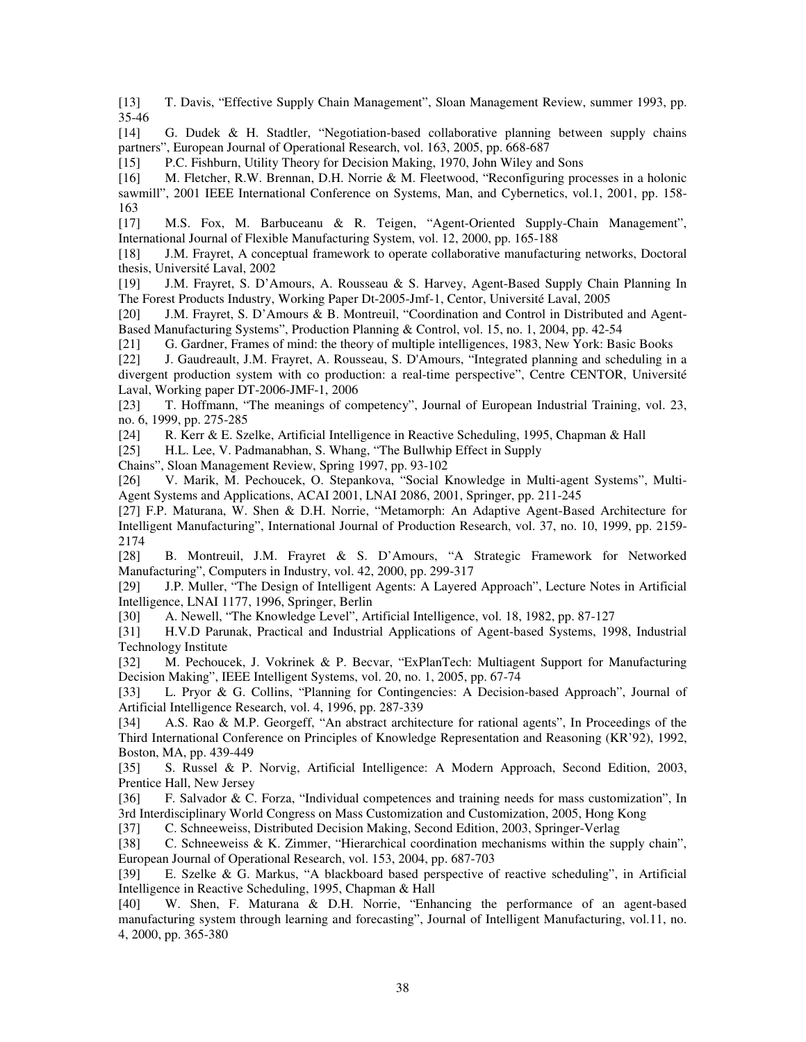[13] T. Davis, "Effective Supply Chain Management", Sloan Management Review, summer 1993, pp. 35-46

[14] G. Dudek & H. Stadtler, "Negotiation-based collaborative planning between supply chains partners", European Journal of Operational Research, vol. 163, 2005, pp. 668-687

[15] P.C. Fishburn, Utility Theory for Decision Making, 1970, John Wiley and Sons

[16] M. Fletcher, R.W. Brennan, D.H. Norrie & M. Fleetwood, "Reconfiguring processes in a holonic sawmill", 2001 IEEE International Conference on Systems, Man, and Cybernetics, vol.1, 2001, pp. 158-163

[17] M.S. Fox, M. Barbuceanu & R. Teigen, "Agent-Oriented Supply-Chain Management", International Journal of Flexible Manufacturing System, vol. 12, 2000, pp. 165-188

[18] J.M. Frayret, A conceptual framework to operate collaborative manufacturing networks, Doctoral thesis, Université Laval, 2002

[19] J.M. Frayret, S. D'Amours, A. Rousseau & S. Harvey, Agent-Based Supply Chain Planning In The Forest Products Industry, Working Paper Dt-2005-Jmf-1, Centor, Université Laval, 2005

[20] J.M. Frayret, S. D'Amours & B. Montreuil, "Coordination and Control in Distributed and Agent-Based Manufacturing Systems", Production Planning & Control, vol. 15, no. 1, 2004, pp. 42-54

[21] G. Gardner, Frames of mind: the theory of multiple intelligences, 1983, New York: Basic Books

[22] J. Gaudreault, J.M. Frayret, A. Rousseau, S. D'Amours, "Integrated planning and scheduling in a divergent production system with co production: a real-time perspective", Centre CENTOR, Université Laval, Working paper DT-2006-JMF-1, 2006

[23] T. Hoffmann, "The meanings of competency", Journal of European Industrial Training, vol. 23, no. 6, 1999, pp. 275-285

[24] R. Kerr & E. Szelke, Artificial Intelligence in Reactive Scheduling, 1995, Chapman & Hall

[25] H.L. Lee, V. Padmanabhan, S. Whang, "The Bullwhip Effect in Supply Chains", Sloan Management Review, Spring 1997, pp. 93-102

[26] V. Marik, M. Pechoucek, O. Stepankova, "Social Knowledge in Multi-agent Systems", Multi-Agent Systems and Applications, ACAI 2001, LNAI 2086, 2001, Springer, pp. 211-245

[27] F.P. Maturana, W. Shen & D.H. Norrie, "Metamorph: An Adaptive Agent-Based Architecture for Intelligent Manufacturing", International Journal of Production Research, vol. 37, no. 10, 1999, pp. 2159-2174

[28] B. Montreuil, J.M. Frayret & S. D'Amours, "A Strategic Framework for Networked Manufacturing", Computers in Industry, vol. 42, 2000, pp. 299-317

[29] J.P. Muller, "The Design of Intelligent Agents: A Layered Approach", Lecture Notes in Artificial Intelligence, LNAI 1177, 1996, Springer, Berlin

[30] A. Newell, "The Knowledge Level", Artificial Intelligence, vol. 18, 1982, pp. 87-127

[31] H.V.D Parunak, Practical and Industrial Applications of Agent-based Systems, 1998, Industrial Technology Institute

[32] M. Pechoucek, J. Vokrinek & P. Becvar, "ExPlanTech: Multiagent Support for Manufacturing Decision Making", IEEE Intelligent Systems, vol. 20, no. 1, 2005, pp. 67-74

[33] L. Pryor & G. Collins, "Planning for Contingencies: A Decision-based Approach", Journal of Artificial Intelligence Research, vol. 4, 1996, pp. 287-339

[34] A.S. Rao & M.P. Georgeff, "An abstract architecture for rational agents", In Proceedings of the Third International Conference on Principles of Knowledge Representation and Reasoning (KR'92), 1992, Boston, MA, pp. 439-449

[35] S. Russel & P. Norvig, Artificial Intelligence: A Modern Approach, Second Edition, 2003, Prentice Hall, New Jersey

[36] F. Salvador & C. Forza, "Individual competences and training needs for mass customization", In 3rd Interdisciplinary World Congress on Mass Customization and Customization, 2005, Hong Kong

[37] C. Schneeweiss, Distributed Decision Making, Second Edition, 2003, Springer-Verlag

[38] C. Schneeweiss & K. Zimmer, "Hierarchical coordination mechanisms within the supply chain", European Journal of Operational Research, vol. 153, 2004, pp. 687-703

[39] E. Szelke & G. Markus, "A blackboard based perspective of reactive scheduling", in Artificial Intelligence in Reactive Scheduling, 1995, Chapman & Hall

[40] W. Shen, F. Maturana & D.H. Norrie, "Enhancing the performance of an agent-based manufacturing system through learning and forecasting", Journal of Intelligent Manufacturing, vol.11, no. 4, 2000, pp. 365-380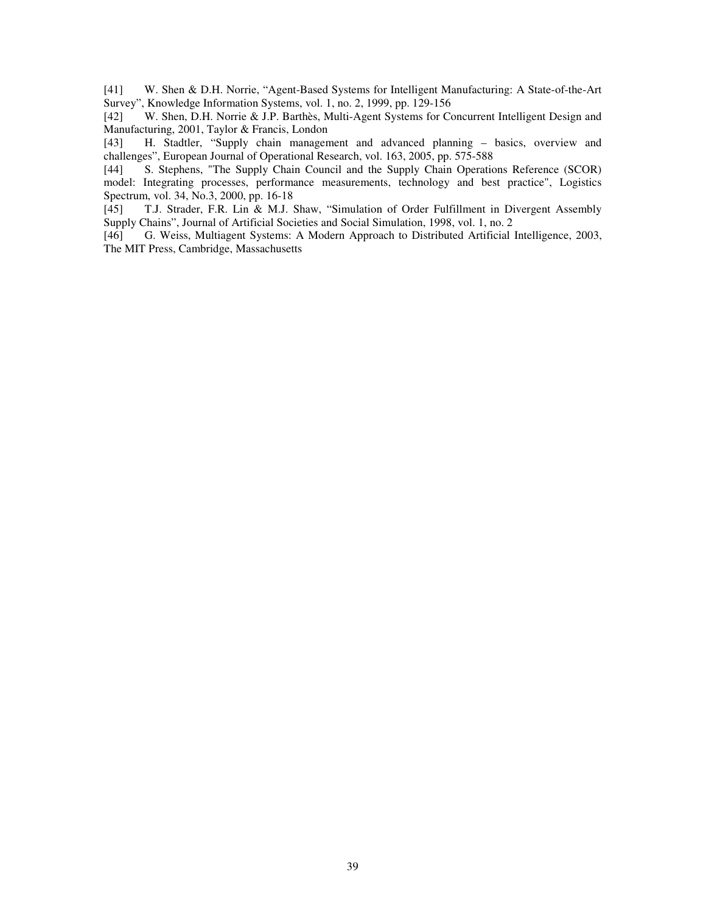[41] W. Shen & D.H. Norrie, "Agent-Based Systems for Intelligent Manufacturing: A State-of-the-Art Survey", Knowledge Information Systems, vol. 1, no. 2, 1999, pp. 129-156

[42] W. Shen, D.H. Norrie & J.P. Barthès, Multi-Agent Systems for Concurrent Intelligent Design and Manufacturing, 2001, Taylor & Francis, London

[43] H. Stadtler, "Supply chain management and advanced planning – basics, overview and challenges", European Journal of Operational Research, vol. 163, 2005, pp. 575-588

[44] S. Stephens, "The Supply Chain Council and the Supply Chain Operations Reference (SCOR) model: Integrating processes, performance measurements, technology and best practice", Logistics Spectrum, vol. 34, No.3, 2000, pp. 16-18

[45] T.J. Strader, F.R. Lin & M.J. Shaw, "Simulation of Order Fulfillment in Divergent Assembly Supply Chains", Journal of Artificial Societies and Social Simulation, 1998, vol. 1, no. 2

[46] G. Weiss, Multiagent Systems: A Modern Approach to Distributed Artificial Intelligence, 2003, The MIT Press, Cambridge, Massachusetts